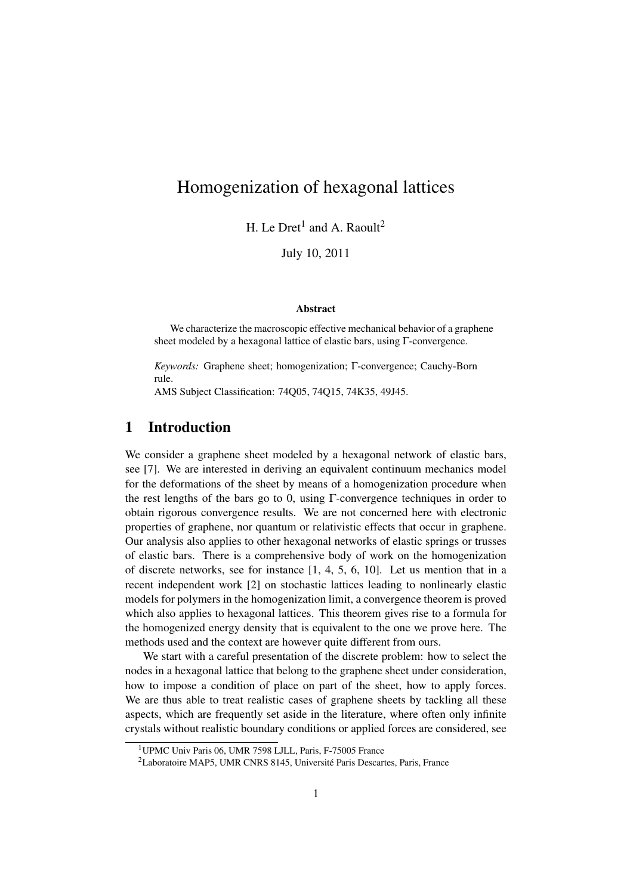# Homogenization of hexagonal lattices

H. Le Dret[1] and A. Raoult[2]

July 10, 2011

### Abstract

We characterize the macroscopic effective mechanical behavior of a graphene sheet modeled by a hexagonal lattice of elastic bars, using Γ-convergence.

*Keywords:* Graphene sheet; homogenization; Γ-convergence; Cauchy-Born rule.

AMS Subject Classification: 74Q05, 74Q15, 74K35, 49J45.

## 1 Introduction

We consider a graphene sheet modeled by a hexagonal network of elastic bars, see [7]. We are interested in deriving an equivalent continuum mechanics model for the deformations of the sheet by means of a homogenization procedure when the rest lengths of the bars go to 0, using Γ-convergence techniques in order to obtain rigorous convergence results. We are not concerned here with electronic properties of graphene, nor quantum or relativistic effects that occur in graphene. Our analysis also applies to other hexagonal networks of elastic springs or trusses of elastic bars. There is a comprehensive body of work on the homogenization of discrete networks, see for instance [1, 4, 5, 6, 10]. Let us mention that in a recent independent work [2] on stochastic lattices leading to nonlinearly elastic models for polymers in the homogenization limit, a convergence theorem is proved which also applies to hexagonal lattices. This theorem gives rise to a formula for the homogenized energy density that is equivalent to the one we prove here. The methods used and the context are however quite different from ours.

We start with a careful presentation of the discrete problem: how to select the nodes in a hexagonal lattice that belong to the graphene sheet under consideration, how to impose a condition of place on part of the sheet, how to apply forces. We are thus able to treat realistic cases of graphene sheets by tackling all these aspects, which are frequently set aside in the literature, where often only infinite crystals without realistic boundary conditions or applied forces are considered, see

[1] UPMC Univ Paris 06, UMR 7598 LJLL, Paris, F-75005 France

[2] Laboratoire MAP5, UMR CNRS 8145, Université Paris Descartes, Paris, France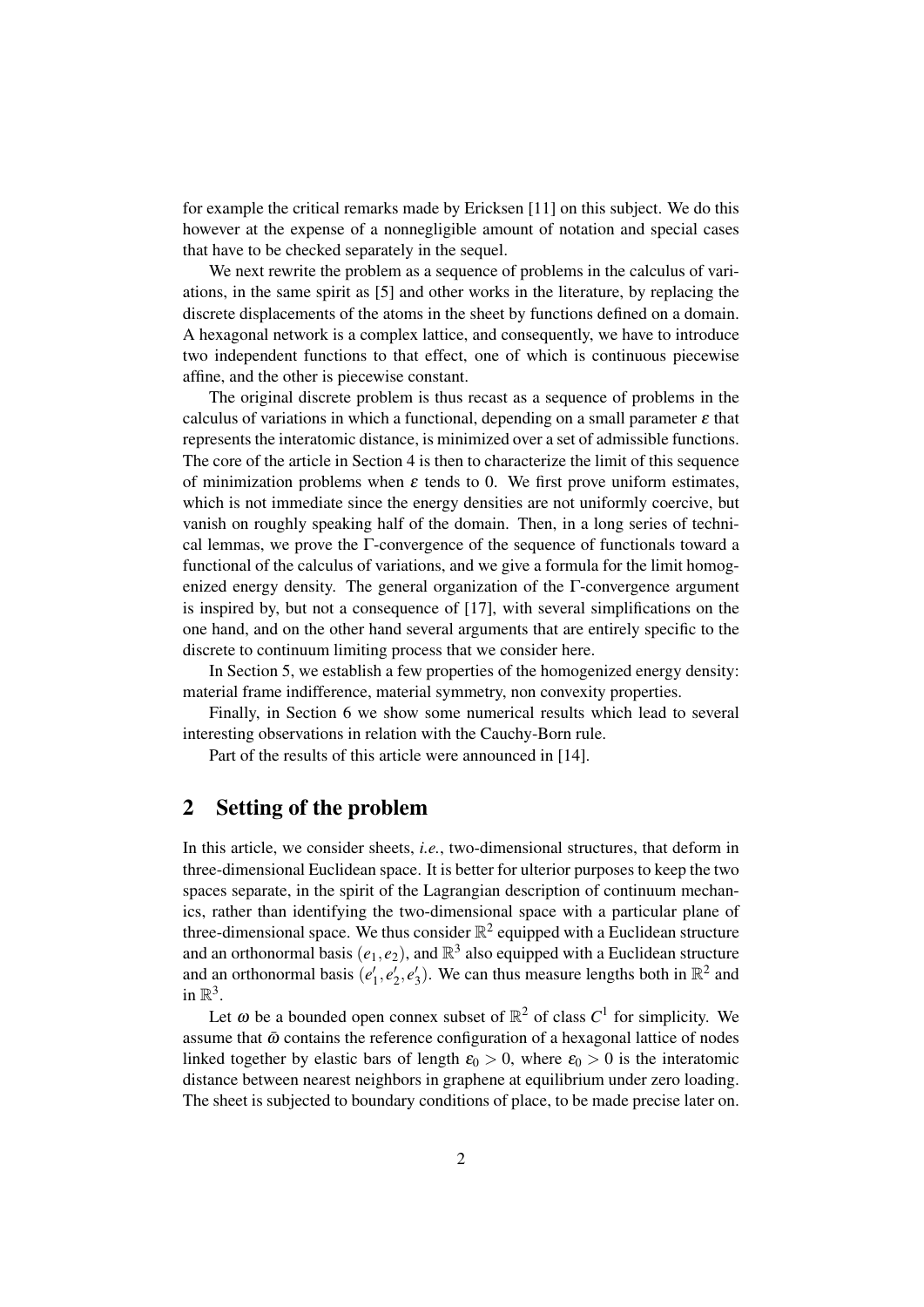for example the critical remarks made by Ericksen [11] on this subject. We do this however at the expense of a nonnegligible amount of notation and special cases that have to be checked separately in the sequel.

We next rewrite the problem as a sequence of problems in the calculus of variations, in the same spirit as [5] and other works in the literature, by replacing the discrete displacements of the atoms in the sheet by functions defined on a domain. A hexagonal network is a complex lattice, and consequently, we have to introduce two independent functions to that effect, one of which is continuous piecewise affine, and the other is piecewise constant.

The original discrete problem is thus recast as a sequence of problems in the calculus of variations in which a functional, depending on a small parameter $\varepsilon$ that represents the interatomic distance, is minimized over a set of admissible functions. The core of the article in Section 4 is then to characterize the limit of this sequence of minimization problems when $\varepsilon$ tends to 0. We first prove uniform estimates, which is not immediate since the energy densities are not uniformly coercive, but vanish on roughly speaking half of the domain. Then, in a long series of technical lemmas, we prove the $\Gamma$-convergence of the sequence of functionals toward a functional of the calculus of variations, and we give a formula for the limit homogenized energy density. The general organization of the $\Gamma$-convergence argument is inspired by, but not a consequence of [17], with several simplifications on the one hand, and on the other hand several arguments that are entirely specific to the discrete to continuum limiting process that we consider here.

In Section 5, we establish a few properties of the homogenized energy density: material frame indifference, material symmetry, non convexity properties.

Finally, in Section 6 we show some numerical results which lead to several interesting observations in relation with the Cauchy-Born rule.

Part of the results of this article were announced in [14].

## 2 Setting of the problem

In this article, we consider sheets, *i.e.*, two-dimensional structures, that deform in three-dimensional Euclidean space. It is better for ulterior purposes to keep the two spaces separate, in the spirit of the Lagrangian description of continuum mechanics, rather than identifying the two-dimensional space with a particular plane of three-dimensional space. We thus consider $\mathbb{R}^2$ equipped with a Euclidean structure and an orthonormal basis $(e_1, e_2)$, and $\mathbb{R}^3$ also equipped with a Euclidean structure and an orthonormal basis $(e'_1, e'_2, e'_3)$. We can thus measure lengths both in $\mathbb{R}^2$ and in $\mathbb{R}^3$.

Let $\omega$ be a bounded open connex subset of $\mathbb{R}^2$ of class $C^1$ for simplicity. We assume that $\bar{\omega}$ contains the reference configuration of a hexagonal lattice of nodes linked together by elastic bars of length $\varepsilon_0 > 0$, where $\varepsilon_0 > 0$ is the interatomic distance between nearest neighbors in graphene at equilibrium under zero loading. The sheet is subjected to boundary conditions of place, to be made precise later on.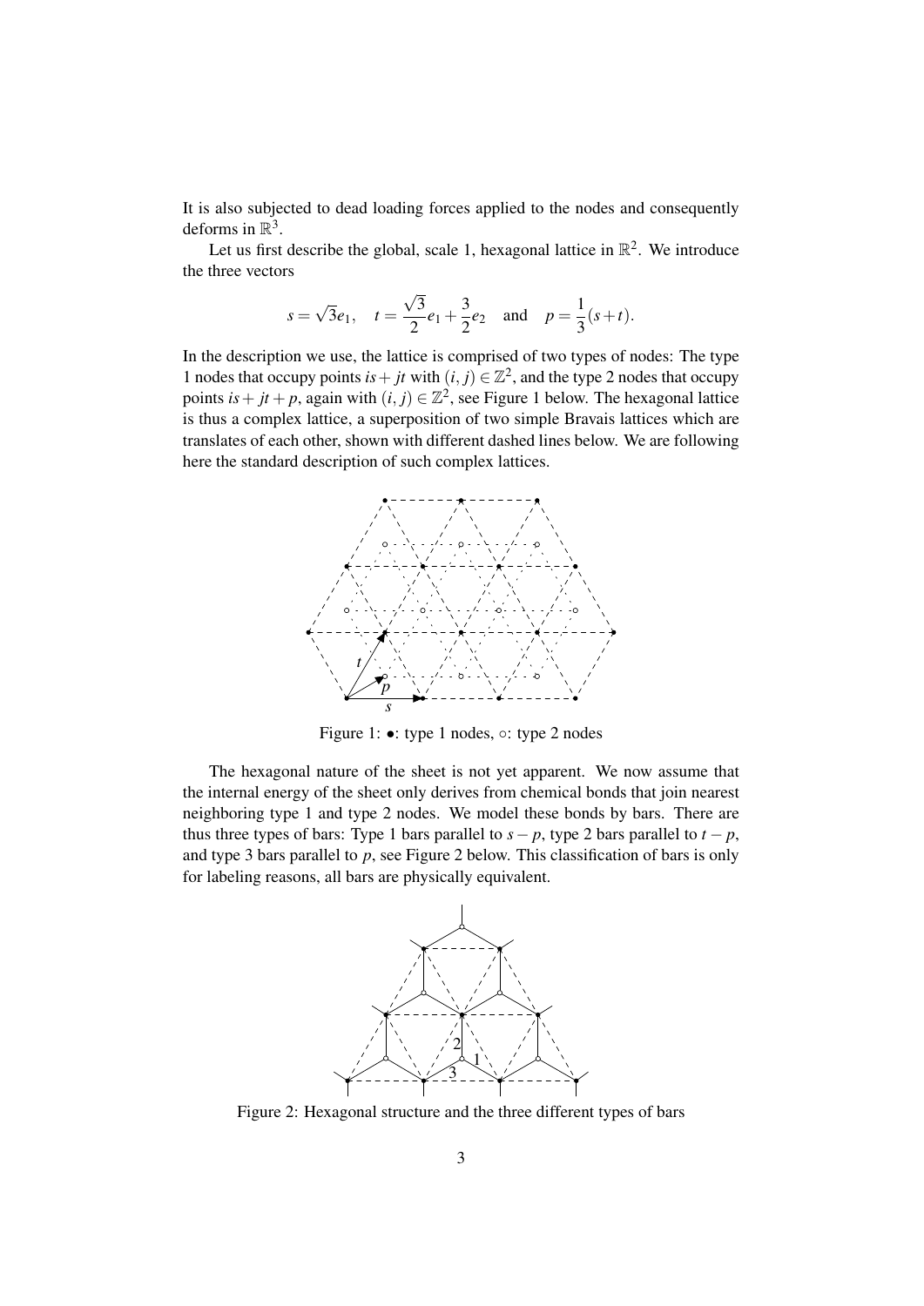It is also subjected to dead loading forces applied to the nodes and consequently deforms in $\mathbb{R}^3$.

Let us first describe the global, scale 1, hexagonal lattice in $\mathbb{R}^2$. We introduce the three vectors

$$s = \sqrt{3}e_1, \quad t = \frac{\sqrt{3}}{2}e_1 + \frac{3}{2}e_2 \quad \text{and} \quad p = \frac{1}{3}(s+t).$$

In the description we use, the lattice is comprised of two types of nodes: The type 1 nodes that occupy points $is + jt$ with $(i, j) \in \mathbb{Z}^2$, and the type 2 nodes that occupy points $is + jt + p$, again with $(i, j) \in \mathbb{Z}^2$, see Figure 1 below. The hexagonal lattice is thus a complex lattice, a superposition of two simple Bravais lattices which are translates of each other, shown with different dashed lines below. We are following here the standard description of such complex lattices.

Figure 1: •: type 1 nodes, ∘: type 2 nodes

The hexagonal nature of the sheet is not yet apparent. We now assume that the internal energy of the sheet only derives from chemical bonds that join nearest neighboring type 1 and type 2 nodes. We model these bonds by bars. There are thus three types of bars: Type 1 bars parallel to $s - p$, type 2 bars parallel to $t - p$, and type 3 bars parallel to $p$, see Figure 2 below. This classification of bars is only for labeling reasons, all bars are physically equivalent.

Figure 2: Hexagonal structure and the three different types of bars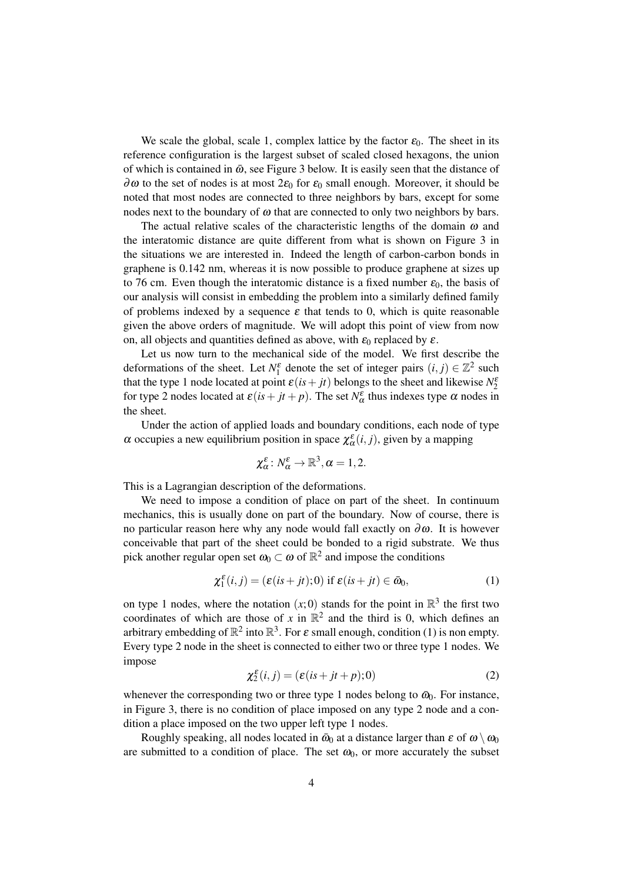We scale the global, scale 1, complex lattice by the factor $\varepsilon_0$. The sheet in its reference configuration is the largest subset of scaled closed hexagons, the union of which is contained in $\bar{\omega}$, see Figure 3 below. It is easily seen that the distance of $\partial\omega$ to the set of nodes is at most $2\varepsilon_0$ for $\varepsilon_0$ small enough. Moreover, it should be noted that most nodes are connected to three neighbors by bars, except for some nodes next to the boundary of $\omega$ that are connected to only two neighbors by bars.

The actual relative scales of the characteristic lengths of the domain $\omega$ and the interatomic distance are quite different from what is shown on Figure 3 in the situations we are interested in. Indeed the length of carbon-carbon bonds in graphene is 0.142 nm, whereas it is now possible to produce graphene at sizes up to 76 cm. Even though the interatomic distance is a fixed number $\varepsilon_0$, the basis of our analysis will consist in embedding the problem into a similarly defined family of problems indexed by a sequence $\varepsilon$ that tends to 0, which is quite reasonable given the above orders of magnitude. We will adopt this point of view from now on, all objects and quantities defined as above, with $\varepsilon_0$ replaced by $\varepsilon$.

Let us now turn to the mechanical side of the model. We first describe the deformations of the sheet. Let $N_1^\varepsilon$ denote the set of integer pairs $(i,j) \in \mathbb{Z}^2$ such that the type 1 node located at point $\varepsilon(is + jt)$ belongs to the sheet and likewise $N_2^\varepsilon$ for type 2 nodes located at $\varepsilon(is + jt + p)$. The set $N_\alpha^\varepsilon$ thus indexes type $\alpha$ nodes in the sheet.

Under the action of applied loads and boundary conditions, each node of type $\alpha$ occupies a new equilibrium position in space $\chi_\alpha^\varepsilon(i,j)$, given by a mapping

$$\chi_\alpha^\varepsilon \colon N_\alpha^\varepsilon \to \mathbb{R}^3, \alpha = 1,2.$$

This is a Lagrangian description of the deformations.

We need to impose a condition of place on part of the sheet. In continuum mechanics, this is usually done on part of the boundary. Now of course, there is no particular reason here why any node would fall exactly on $\partial\omega$. It is however conceivable that part of the sheet could be bonded to a rigid substrate. We thus pick another regular open set $\omega_0 \subset \omega$ of $\mathbb{R}^2$ and impose the conditions

$$\chi_1^\varepsilon(i,j) = (\varepsilon(is + jt); 0) \text{ if } \varepsilon(is + jt) \in \bar{\omega}_0, \tag{1}$$

on type 1 nodes, where the notation $(x;0)$ stands for the point in $\mathbb{R}^3$ the first two coordinates of which are those of $x$ in $\mathbb{R}^2$ and the third is 0, which defines an arbitrary embedding of $\mathbb{R}^2$ into $\mathbb{R}^3$. For $\varepsilon$ small enough, condition (1) is non empty. Every type 2 node in the sheet is connected to either two or three type 1 nodes. We impose

$$\chi_2^\varepsilon(i,j) = (\varepsilon(is + jt + p); 0) \tag{2}$$

whenever the corresponding two or three type 1 nodes belong to $\bar{\omega}_0$. For instance, in Figure 3, there is no condition of place imposed on any type 2 node and a condition a place imposed on the two upper left type 1 nodes.

Roughly speaking, all nodes located in $\bar{\omega}_0$ at a distance larger than $\varepsilon$ of $\omega \setminus \omega_0$ are submitted to a condition of place. The set $\omega_0$, or more accurately the subset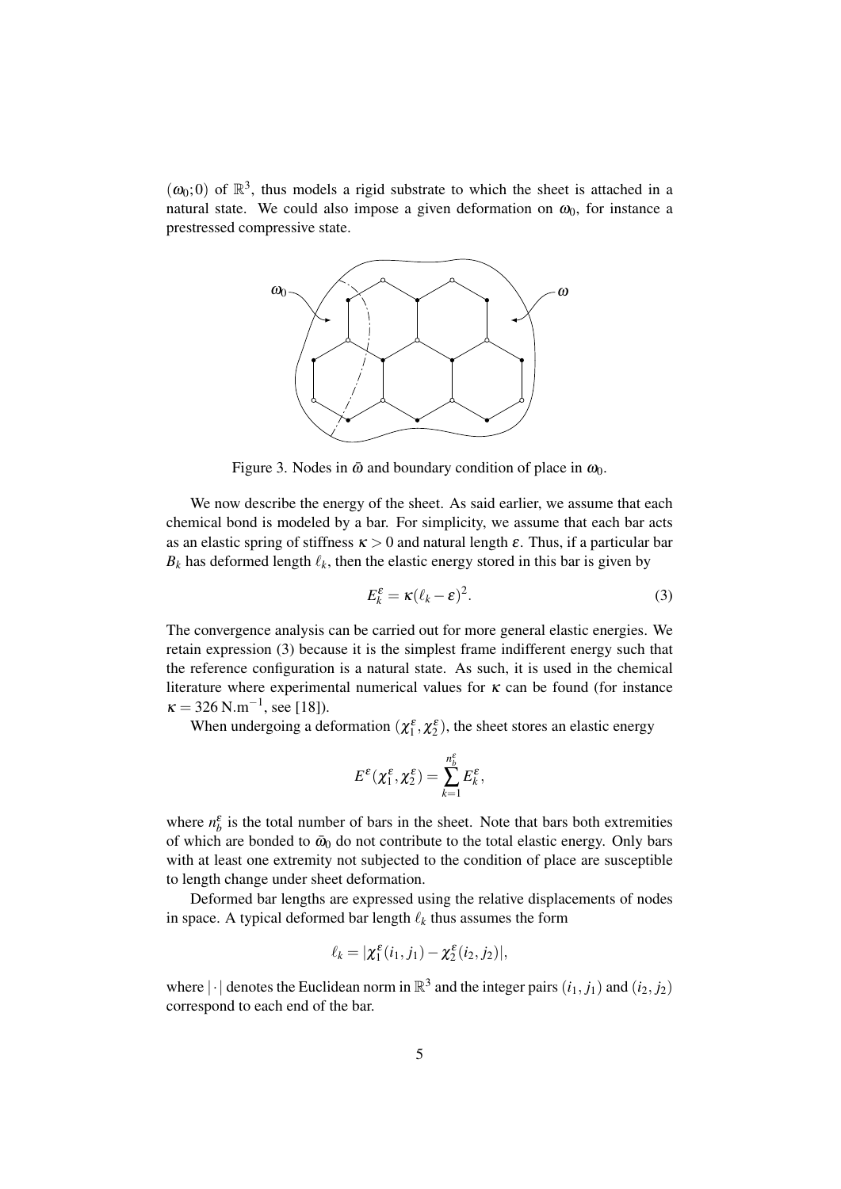$(\omega_0;0)$ of $\mathbb{R}^3$, thus models a rigid substrate to which the sheet is attached in a natural state. We could also impose a given deformation on $\omega_0$, for instance a prestressed compressive state.

Figure 3. Nodes in $\bar{\omega}$ and boundary condition of place in $\omega_0$.

We now describe the energy of the sheet. As said earlier, we assume that each chemical bond is modeled by a bar. For simplicity, we assume that each bar acts as an elastic spring of stiffness $\kappa > 0$ and natural length $\varepsilon$. Thus, if a particular bar $B_k$ has deformed length $\ell_k$, then the elastic energy stored in this bar is given by

$$E_k^\varepsilon = \kappa(\ell_k - \varepsilon)^2. \tag{3}$$

The convergence analysis can be carried out for more general elastic energies. We retain expression (3) because it is the simplest frame indifferent energy such that the reference configuration is a natural state. As such, it is used in the chemical literature where experimental numerical values for $\kappa$ can be found (for instance $\kappa = 326\,\mathrm{N.m}^{-1}$, see [18]).

When undergoing a deformation $(\chi_1^\varepsilon, \chi_2^\varepsilon)$, the sheet stores an elastic energy

$$E^\varepsilon(\chi_1^\varepsilon, \chi_2^\varepsilon) = \sum_{k=1}^{n_b^\varepsilon} E_k^\varepsilon,$$

where $n_b^\varepsilon$ is the total number of bars in the sheet. Note that bars both extremities of which are bonded to $\bar{\omega}_0$ do not contribute to the total elastic energy. Only bars with at least one extremity not subjected to the condition of place are susceptible to length change under sheet deformation.

Deformed bar lengths are expressed using the relative displacements of nodes in space. A typical deformed bar length $\ell_k$ thus assumes the form

$$\ell_k = |\chi_1^\varepsilon(i_1, j_1) - \chi_2^\varepsilon(i_2, j_2)|,$$

where $|\cdot|$ denotes the Euclidean norm in $\mathbb{R}^3$ and the integer pairs $(i_1, j_1)$ and $(i_2, j_2)$ correspond to each end of the bar.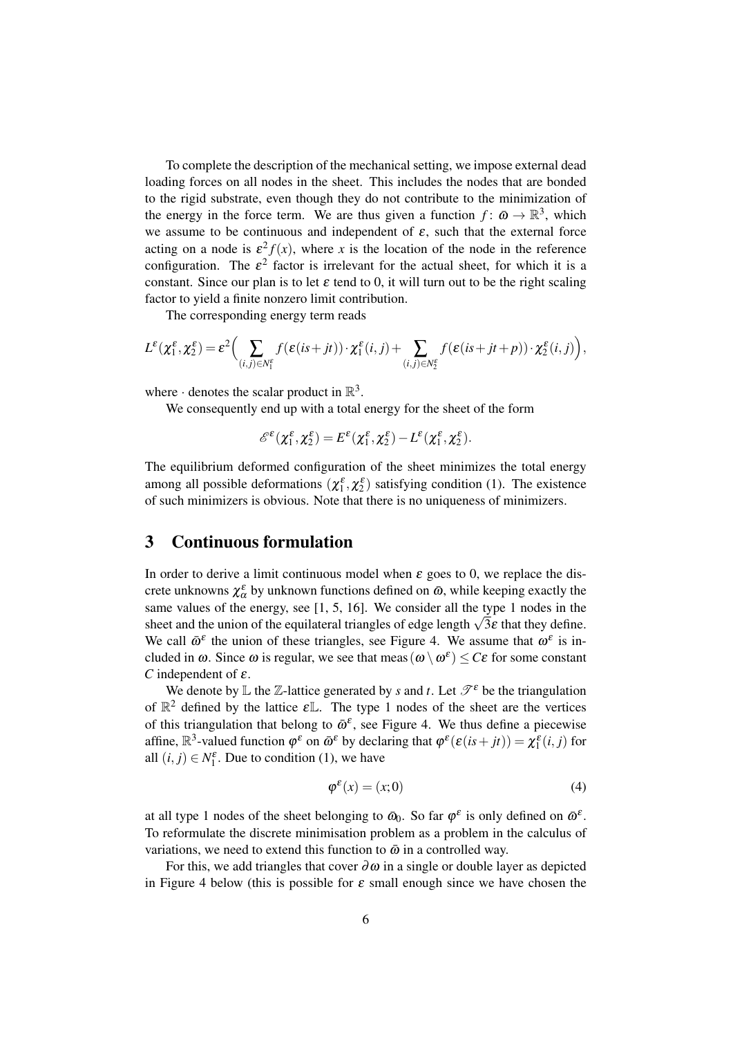To complete the description of the mechanical setting, we impose external dead loading forces on all nodes in the sheet. This includes the nodes that are bonded to the rigid substrate, even though they do not contribute to the minimization of the energy in the force term. We are thus given a function $f\colon \bar{\omega} \to \mathbb{R}^3$, which we assume to be continuous and independent of $\varepsilon$, such that the external force acting on a node is $\varepsilon^2 f(x)$, where $x$ is the location of the node in the reference configuration. The $\varepsilon^2$ factor is irrelevant for the actual sheet, for which it is a constant. Since our plan is to let $\varepsilon$ tend to 0, it will turn out to be the right scaling factor to yield a finite nonzero limit contribution.

The corresponding energy term reads

$$L^\varepsilon(\chi_1^\varepsilon, \chi_2^\varepsilon) = \varepsilon^2 \Big( \sum_{(i,j)\in N_1^\varepsilon} f(\varepsilon(is+jt)) \cdot \chi_1^\varepsilon(i,j) + \sum_{(i,j)\in N_2^\varepsilon} f(\varepsilon(is+jt+p)) \cdot \chi_2^\varepsilon(i,j) \Big),$$

where $\cdot$ denotes the scalar product in $\mathbb{R}^3$.

We consequently end up with a total energy for the sheet of the form

$$\mathscr{E}^\varepsilon(\chi_1^\varepsilon, \chi_2^\varepsilon) = E^\varepsilon(\chi_1^\varepsilon, \chi_2^\varepsilon) - L^\varepsilon(\chi_1^\varepsilon, \chi_2^\varepsilon).$$

The equilibrium deformed configuration of the sheet minimizes the total energy among all possible deformations $(\chi_1^\varepsilon, \chi_2^\varepsilon)$ satisfying condition (1). The existence of such minimizers is obvious. Note that there is no uniqueness of minimizers.

## 3 Continuous formulation

In order to derive a limit continuous model when $\varepsilon$ goes to 0, we replace the discrete unknowns $\chi_\alpha^\varepsilon$ by unknown functions defined on $\bar{\omega}$, while keeping exactly the same values of the energy, see [1, 5, 16]. We consider all the type 1 nodes in the sheet and the union of the equilateral triangles of edge length $\sqrt{3}\varepsilon$ that they define. We call $\bar{\omega}^\varepsilon$ the union of these triangles, see Figure 4. We assume that $\omega^\varepsilon$ is included in $\omega$. Since $\omega$ is regular, we see that $\operatorname{meas}(\omega \setminus \omega^\varepsilon) \le C\varepsilon$ for some constant $C$ independent of $\varepsilon$.

We denote by $\mathbb{L}$ the $\mathbb{Z}$-lattice generated by $s$ and $t$. Let $\mathscr{T}^\varepsilon$ be the triangulation of $\mathbb{R}^2$ defined by the lattice $\varepsilon\mathbb{L}$. The type 1 nodes of the sheet are the vertices of this triangulation that belong to $\bar{\omega}^\varepsilon$, see Figure 4. We thus define a piecewise affine, $\mathbb{R}^3$-valued function $\varphi^\varepsilon$ on $\bar{\omega}^\varepsilon$ by declaring that $\varphi^\varepsilon(\varepsilon(is+jt)) = \chi_1^\varepsilon(i,j)$ for all $(i,j) \in N_1^\varepsilon$. Due to condition (1), we have

$$\varphi^\varepsilon(x) = (x;0) \tag{4}$$

at all type 1 nodes of the sheet belonging to $\bar{\omega}_0$. So far $\varphi^\varepsilon$ is only defined on $\bar{\omega}^\varepsilon$. To reformulate the discrete minimisation problem as a problem in the calculus of variations, we need to extend this function to $\bar{\omega}$ in a controlled way.

For this, we add triangles that cover $\partial\omega$ in a single or double layer as depicted in Figure 4 below (this is possible for $\varepsilon$ small enough since we have chosen the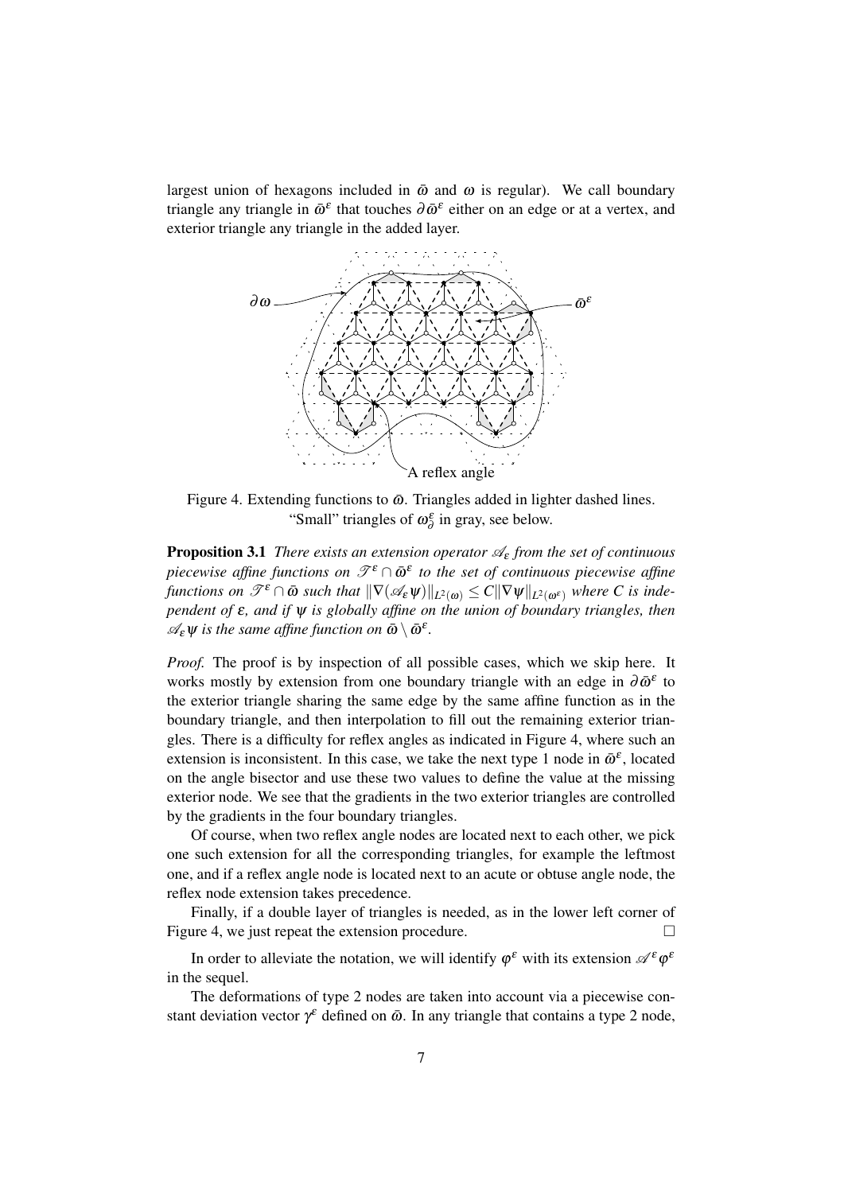largest union of hexagons included in $\bar{\omega}$ and $\omega$ is regular). We call boundary triangle any triangle in $\bar{\omega}^\varepsilon$ that touches $\partial\bar{\omega}^\varepsilon$ either on an edge or at a vertex, and exterior triangle any triangle in the added layer.

Figure 4. Extending functions to $\bar{\omega}$. Triangles added in lighter dashed lines. "Small" triangles of $\omega^\varepsilon_\partial$ in gray, see below.

**Proposition 3.1** *There exists an extension operator $\mathscr{A}_\varepsilon$ from the set of continuous piecewise affine functions on $\mathscr{T}^\varepsilon \cap \bar{\omega}^\varepsilon$ to the set of continuous piecewise affine functions on $\mathscr{T}^\varepsilon \cap \bar{\omega}$ such that $\|\nabla(\mathscr{A}_\varepsilon \psi)\|_{L^2(\omega)} \leq C\|\nabla\psi\|_{L^2(\omega^\varepsilon)}$ where $C$ is independent of $\varepsilon$, and if $\psi$ is globally affine on the union of boundary triangles, then $\mathscr{A}_\varepsilon\psi$ is the same affine function on $\bar{\omega} \setminus \bar{\omega}^\varepsilon$.*

*Proof.* The proof is by inspection of all possible cases, which we skip here. It works mostly by extension from one boundary triangle with an edge in $\partial\bar{\omega}^\varepsilon$ to the exterior triangle sharing the same edge by the same affine function as in the boundary triangle, and then interpolation to fill out the remaining exterior triangles. There is a difficulty for reflex angles as indicated in Figure 4, where such an extension is inconsistent. In this case, we take the next type 1 node in $\bar{\omega}^\varepsilon$, located on the angle bisector and use these two values to define the value at the missing exterior node. We see that the gradients in the two exterior triangles are controlled by the gradients in the four boundary triangles.

Of course, when two reflex angle nodes are located next to each other, we pick one such extension for all the corresponding triangles, for example the leftmost one, and if a reflex angle node is located next to an acute or obtuse angle node, the reflex node extension takes precedence.

Finally, if a double layer of triangles is needed, as in the lower left corner of Figure 4, we just repeat the extension procedure. □

In order to alleviate the notation, we will identify $\varphi^\varepsilon$ with its extension $\mathscr{A}^\varepsilon\varphi^\varepsilon$ in the sequel.

The deformations of type 2 nodes are taken into account via a piecewise constant deviation vector $\gamma^\varepsilon$ defined on $\bar{\omega}$. In any triangle that contains a type 2 node,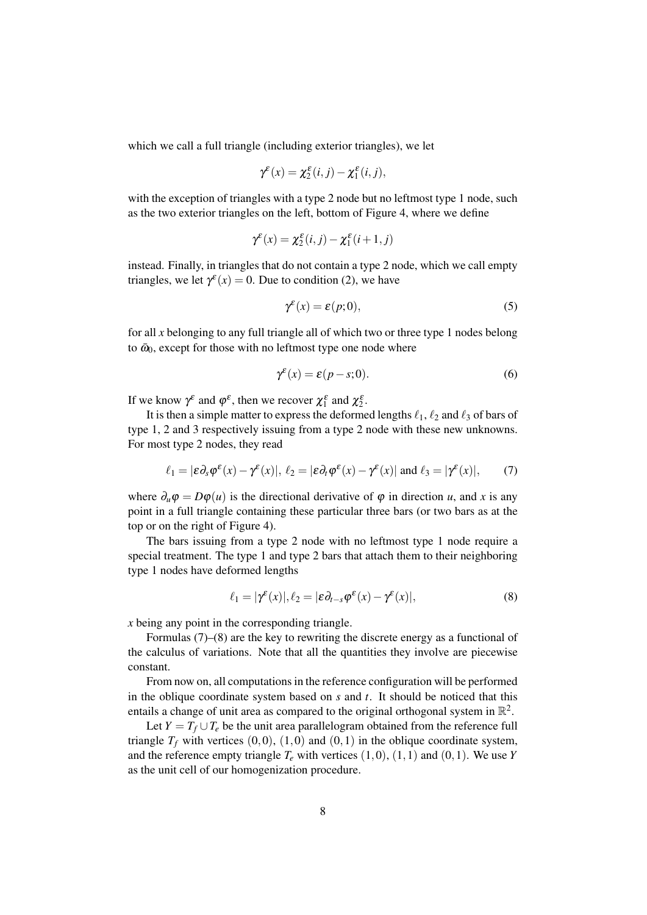which we call a full triangle (including exterior triangles), we let

$$\gamma^\varepsilon(x) = \chi_2^\varepsilon(i,j) - \chi_1^\varepsilon(i,j),$$

with the exception of triangles with a type 2 node but no leftmost type 1 node, such as the two exterior triangles on the left, bottom of Figure 4, where we define

$$\gamma^\varepsilon(x) = \chi_2^\varepsilon(i,j) - \chi_1^\varepsilon(i+1,j)$$

instead. Finally, in triangles that do not contain a type 2 node, which we call empty triangles, we let $\gamma^\varepsilon(x) = 0$. Due to condition (2), we have

$$\gamma^\varepsilon(x) = \varepsilon(p;0), \tag{5}$$

for all $x$ belonging to any full triangle all of which two or three type 1 nodes belong to $\bar{\omega}_0$, except for those with no leftmost type one node where

$$\gamma^\varepsilon(x) = \varepsilon(p-s;0). \tag{6}$$

If we know $\gamma^\varepsilon$ and $\varphi^\varepsilon$, then we recover $\chi_1^\varepsilon$ and $\chi_2^\varepsilon$.

It is then a simple matter to express the deformed lengths $\ell_1$, $\ell_2$ and $\ell_3$ of bars of type 1, 2 and 3 respectively issuing from a type 2 node with these new unknowns. For most type 2 nodes, they read

$$\ell_1 = |\varepsilon\partial_s\varphi^\varepsilon(x) - \gamma^\varepsilon(x)|,\ \ell_2 = |\varepsilon\partial_t\varphi^\varepsilon(x) - \gamma^\varepsilon(x)| \text{ and } \ell_3 = |\gamma^\varepsilon(x)|, \tag{7}$$

where $\partial_u\varphi = D\varphi(u)$ is the directional derivative of $\varphi$ in direction $u$, and $x$ is any point in a full triangle containing these particular three bars (or two bars as at the top or on the right of Figure 4).

The bars issuing from a type 2 node with no leftmost type 1 node require a special treatment. The type 1 and type 2 bars that attach them to their neighboring type 1 nodes have deformed lengths

$$\ell_1 = |\gamma^\varepsilon(x)|, \ell_2 = |\varepsilon\partial_{t-s}\varphi^\varepsilon(x) - \gamma^\varepsilon(x)|, \tag{8}$$

$x$ being any point in the corresponding triangle.

Formulas (7)–(8) are the key to rewriting the discrete energy as a functional of the calculus of variations. Note that all the quantities they involve are piecewise constant.

From now on, all computations in the reference configuration will be performed in the oblique coordinate system based on $s$ and $t$. It should be noticed that this entails a change of unit area as compared to the original orthogonal system in $\mathbb{R}^2$.

Let $Y = T_f \cup T_e$ be the unit area parallelogram obtained from the reference full triangle $T_f$ with vertices $(0,0)$, $(1,0)$ and $(0,1)$ in the oblique coordinate system, and the reference empty triangle $T_e$ with vertices $(1,0)$, $(1,1)$ and $(0,1)$. We use $Y$ as the unit cell of our homogenization procedure.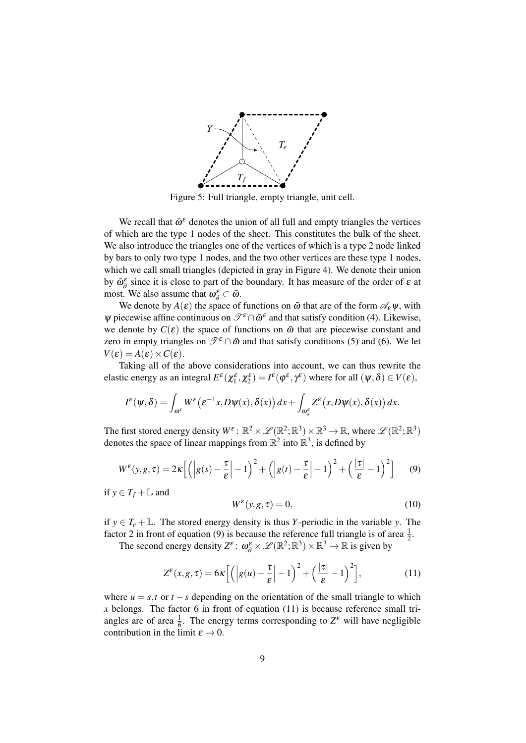Figure 5: Full triangle, empty triangle, unit cell.

We recall that $\bar{\omega}^\varepsilon$ denotes the union of all full and empty triangles the vertices of which are the type 1 nodes of the sheet. This constitutes the bulk of the sheet. We also introduce the triangles one of the vertices of which is a type 2 node linked by bars to only two type 1 nodes, and the two other vertices are these type 1 nodes, which we call small triangles (depicted in gray in Figure 4). We denote their union by $\bar{\omega}^\varepsilon_\partial$ since it is close to part of the boundary. It has measure of the order of $\varepsilon$ at most. We also assume that $\omega^\varepsilon_\partial \subset \bar{\omega}$.

We denote by $A(\varepsilon)$ the space of functions on $\bar{\omega}$ that are of the form $\mathscr{A}_\varepsilon \psi$, with $\psi$ piecewise affine continuous on $\mathscr{T}^\varepsilon \cap \bar{\omega}^\varepsilon$ and that satisfy condition (4). Likewise, we denote by $C(\varepsilon)$ the space of functions on $\bar{\omega}$ that are piecewise constant and zero in empty triangles on $\mathscr{T}^\varepsilon \cap \bar{\omega}$ and that satisfy conditions (5) and (6). We let $V(\varepsilon) = A(\varepsilon) \times C(\varepsilon)$.

Taking all of the above considerations into account, we can thus rewrite the elastic energy as an integral $E^\varepsilon(\chi_1^\varepsilon, \chi_2^\varepsilon) = I^\varepsilon(\varphi^\varepsilon, \gamma^\varepsilon)$ where for all $(\psi, \delta) \in V(\varepsilon)$,

$$I^\varepsilon(\psi, \delta) = \int_{\omega^\varepsilon} W^\varepsilon\big(\varepsilon^{-1}x, D\psi(x), \delta(x)\big)\,dx + \int_{\omega^\varepsilon_\partial} Z^\varepsilon\big(x, D\psi(x), \delta(x)\big)\,dx.$$

The first stored energy density $W^\varepsilon \colon \mathbb{R}^2 \times \mathscr{L}(\mathbb{R}^2;\mathbb{R}^3) \times \mathbb{R}^3 \to \mathbb{R}$, where $\mathscr{L}(\mathbb{R}^2;\mathbb{R}^3)$ denotes the space of linear mappings from $\mathbb{R}^2$ into $\mathbb{R}^3$, is defined by

$$W^\varepsilon(y, g, \tau) = 2\kappa\Big[\Big(\Big|g(s) - \frac{\tau}{\varepsilon}\Big| - 1\Big)^2 + \Big(\Big|g(t) - \frac{\tau}{\varepsilon}\Big| - 1\Big)^2 + \Big(\frac{|\tau|}{\varepsilon} - 1\Big)^2\Big] \tag{9}$$

if $y \in T_f + \mathbb{L}$ and

$$W^\varepsilon(y, g, \tau) = 0, \tag{10}$$

if $y \in T_e + \mathbb{L}$. The stored energy density is thus $Y$-periodic in the variable $y$. The factor 2 in front of equation (9) is because the reference full triangle is of area $\frac{1}{2}$.

The second energy density $Z^\varepsilon \colon \omega^\varepsilon_\partial \times \mathscr{L}(\mathbb{R}^2;\mathbb{R}^3) \times \mathbb{R}^3 \to \mathbb{R}$ is given by

$$Z^\varepsilon(x, g, \tau) = 6\kappa\Big[\Big(\Big|g(u) - \frac{\tau}{\varepsilon}\Big| - 1\Big)^2 + \Big(\frac{|\tau|}{\varepsilon} - 1\Big)^2\Big], \tag{11}$$

where $u = s, t$ or $t - s$ depending on the orientation of the small triangle to which $x$ belongs. The factor 6 in front of equation (11) is because reference small triangles are of area $\frac{1}{6}$. The energy terms corresponding to $Z^\varepsilon$ will have negligible contribution in the limit $\varepsilon \to 0$.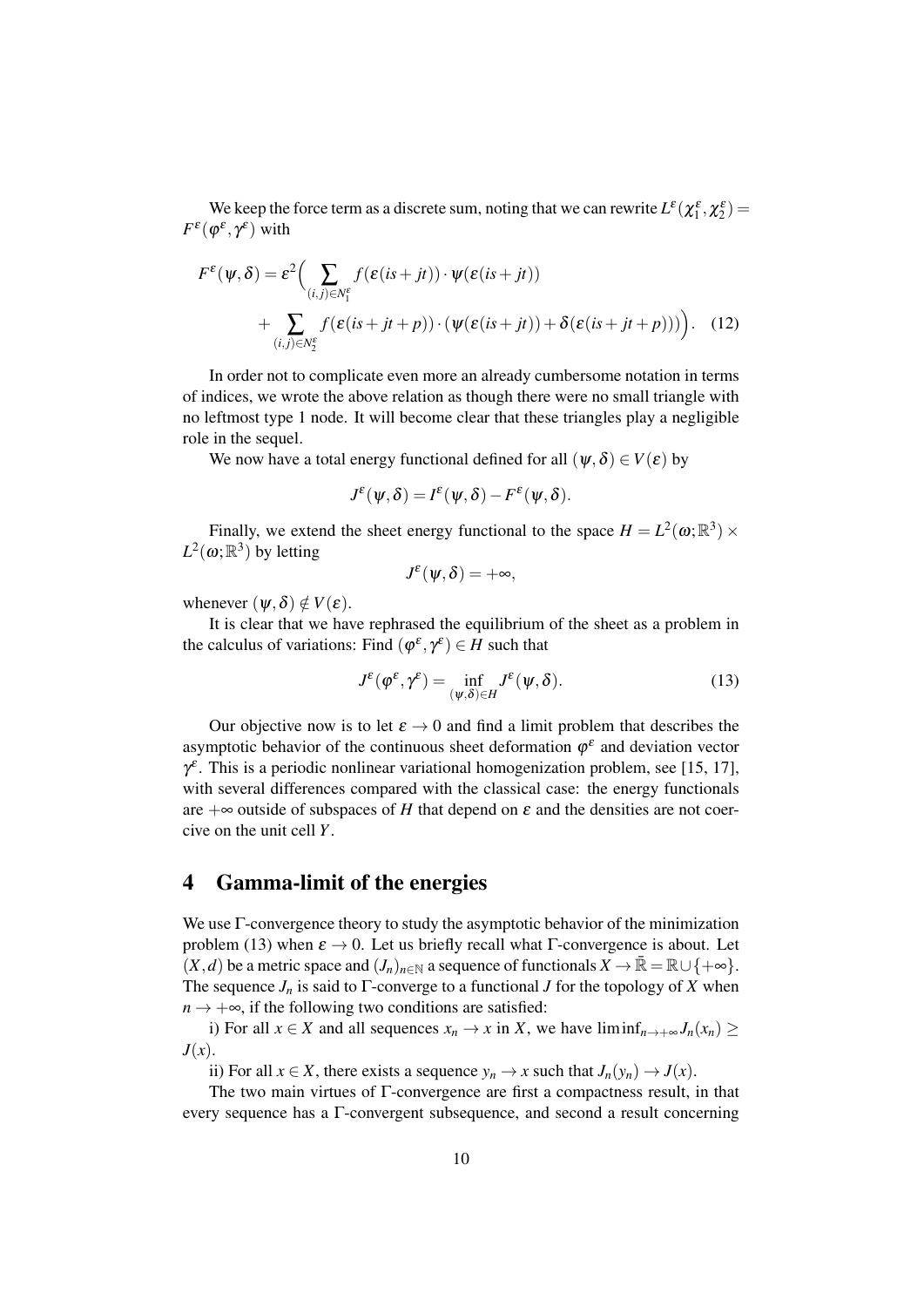We keep the force term as a discrete sum, noting that we can rewrite $L^\varepsilon(\chi_1^\varepsilon, \chi_2^\varepsilon) = F^\varepsilon(\varphi^\varepsilon, \gamma^\varepsilon)$ with

$$F^\varepsilon(\psi,\delta) = \varepsilon^2 \Big( \sum_{(i,j)\in N_1^\varepsilon} f(\varepsilon(is+jt))\cdot \psi(\varepsilon(is+jt)) + \sum_{(i,j)\in N_2^\varepsilon} f(\varepsilon(is+jt+p))\cdot \big(\psi(\varepsilon(is+jt)) + \delta(\varepsilon(is+jt+p))\big)\Big). \quad (12)$$

In order not to complicate even more an already cumbersome notation in terms of indices, we wrote the above relation as though there were no small triangle with no leftmost type 1 node. It will become clear that these triangles play a negligible role in the sequel.

We now have a total energy functional defined for all $(\psi,\delta)\in V(\varepsilon)$ by

$$J^\varepsilon(\psi,\delta) = I^\varepsilon(\psi,\delta) - F^\varepsilon(\psi,\delta).$$

Finally, we extend the sheet energy functional to the space $H = L^2(\omega;\mathbb{R}^3)\times L^2(\omega;\mathbb{R}^3)$ by letting

$$J^\varepsilon(\psi,\delta) = +\infty,$$

whenever $(\psi,\delta)\notin V(\varepsilon)$.

It is clear that we have rephrased the equilibrium of the sheet as a problem in the calculus of variations: Find $(\varphi^\varepsilon,\gamma^\varepsilon)\in H$ such that

$$J^\varepsilon(\varphi^\varepsilon,\gamma^\varepsilon) = \inf_{(\psi,\delta)\in H} J^\varepsilon(\psi,\delta). \quad (13)$$

Our objective now is to let $\varepsilon\to 0$ and find a limit problem that describes the asymptotic behavior of the continuous sheet deformation $\varphi^\varepsilon$ and deviation vector $\gamma^\varepsilon$. This is a periodic nonlinear variational homogenization problem, see [15, 17], with several differences compared with the classical case: the energy functionals are $+\infty$ outside of subspaces of $H$ that depend on $\varepsilon$ and the densities are not coercive on the unit cell $Y$.

## 4 Gamma-limit of the energies

We use $\Gamma$-convergence theory to study the asymptotic behavior of the minimization problem (13) when $\varepsilon\to 0$. Let us briefly recall what $\Gamma$-convergence is about. Let $(X,d)$ be a metric space and $(J_n)_{n\in\mathbb{N}}$ a sequence of functionals $X\to\bar{\mathbb{R}} = \mathbb{R}\cup\{+\infty\}$. The sequence $J_n$ is said to $\Gamma$-converge to a functional $J$ for the topology of $X$ when $n\to+\infty$, if the following two conditions are satisfied:

i) For all $x\in X$ and all sequences $x_n\to x$ in $X$, we have $\liminf_{n\to+\infty} J_n(x_n)\geq J(x)$.

ii) For all $x\in X$, there exists a sequence $y_n\to x$ such that $J_n(y_n)\to J(x)$.

The two main virtues of $\Gamma$-convergence are first a compactness result, in that every sequence has a $\Gamma$-convergent subsequence, and second a result concerning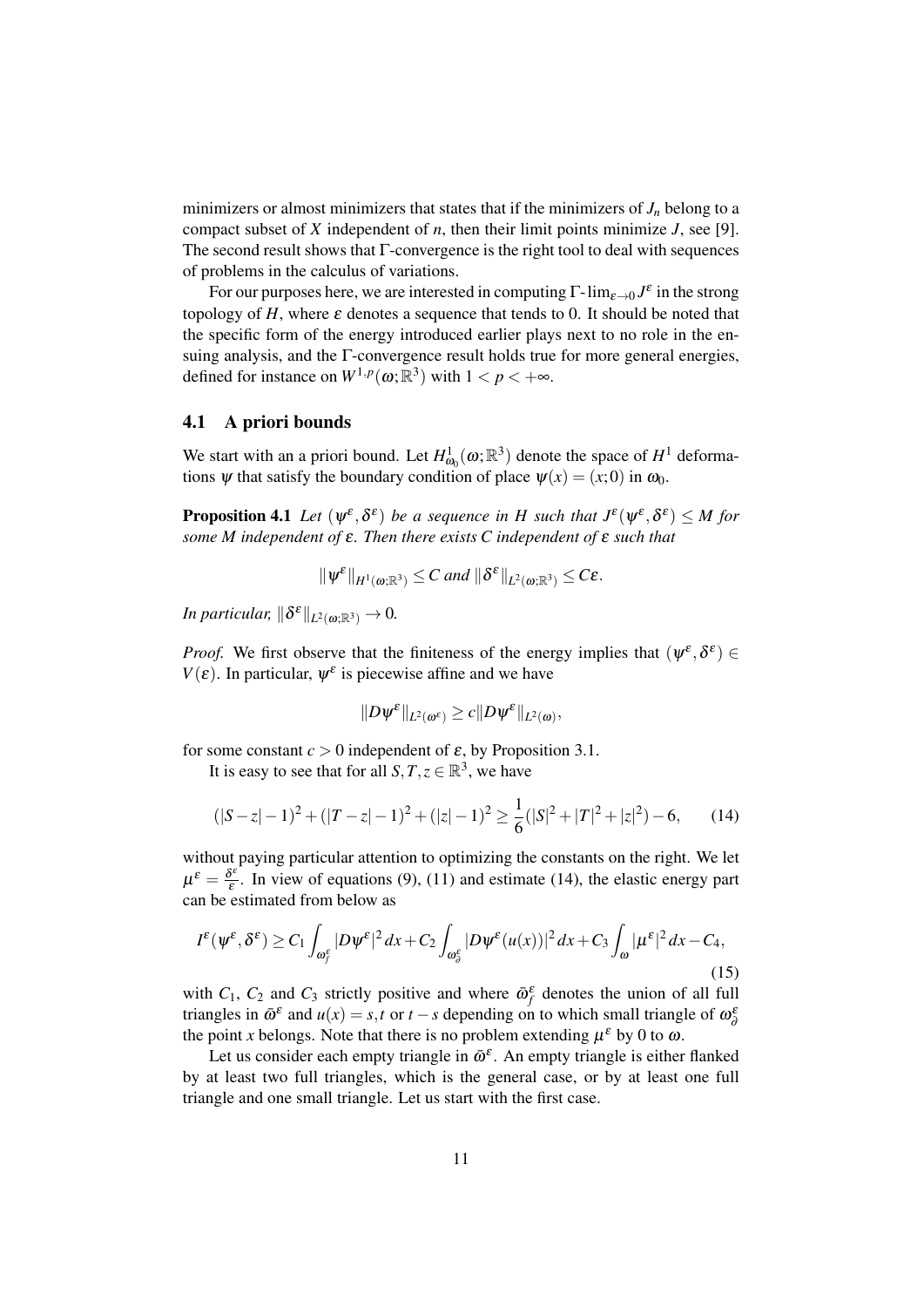minimizers or almost minimizers that states that if the minimizers of $J_n$ belong to a compact subset of $X$ independent of $n$, then their limit points minimize $J$, see [9]. The second result shows that Γ-convergence is the right tool to deal with sequences of problems in the calculus of variations.

For our purposes here, we are interested in computing $\Gamma\text{-}\lim_{\varepsilon\to 0} J^\varepsilon$ in the strong topology of $H$, where $\varepsilon$ denotes a sequence that tends to 0. It should be noted that the specific form of the energy introduced earlier plays next to no role in the ensuing analysis, and the Γ-convergence result holds true for more general energies, defined for instance on $W^{1,p}(\omega;\mathbb{R}^3)$ with $1 < p < +\infty$.

## 4.1 A priori bounds

We start with an a priori bound. Let $H^1_{\omega_0}(\omega;\mathbb{R}^3)$ denote the space of $H^1$ deformations $\psi$ that satisfy the boundary condition of place $\psi(x) = (x;0)$ in $\omega_0$.

**Proposition 4.1** *Let $(\psi^\varepsilon, \delta^\varepsilon)$ be a sequence in $H$ such that $J^\varepsilon(\psi^\varepsilon, \delta^\varepsilon) \le M$ for some $M$ independent of $\varepsilon$. Then there exists $C$ independent of $\varepsilon$ such that*

$$\|\psi^\varepsilon\|_{H^1(\omega;\mathbb{R}^3)} \le C \text{ and } \|\delta^\varepsilon\|_{L^2(\omega;\mathbb{R}^3)} \le C\varepsilon.$$

*In particular, $\|\delta^\varepsilon\|_{L^2(\omega;\mathbb{R}^3)} \to 0$.*

*Proof.* We first observe that the finiteness of the energy implies that $(\psi^\varepsilon, \delta^\varepsilon) \in V(\varepsilon)$. In particular, $\psi^\varepsilon$ is piecewise affine and we have

$$\|D\psi^\varepsilon\|_{L^2(\omega^\varepsilon)} \ge c\|D\psi^\varepsilon\|_{L^2(\omega)},$$

for some constant $c > 0$ independent of $\varepsilon$, by Proposition 3.1.

It is easy to see that for all $S, T, z \in \mathbb{R}^3$, we have

$$(|S-z|-1)^2 + (|T-z|-1)^2 + (|z|-1)^2 \ge \frac{1}{6}(|S|^2 + |T|^2 + |z|^2) - 6, \tag{14}$$

without paying particular attention to optimizing the constants on the right. We let $\mu^\varepsilon = \frac{\delta^\varepsilon}{\varepsilon}$. In view of equations (9), (11) and estimate (14), the elastic energy part can be estimated from below as

$$I^\varepsilon(\psi^\varepsilon, \delta^\varepsilon) \ge C_1 \int_{\omega_f^\varepsilon} |D\psi^\varepsilon|^2\,dx + C_2 \int_{\omega_\partial^\varepsilon} |D\psi^\varepsilon(u(x))|^2\,dx + C_3 \int_\omega |\mu^\varepsilon|^2\,dx - C_4, \tag{15}$$

with $C_1$, $C_2$ and $C_3$ strictly positive and where $\bar{\omega}_f^\varepsilon$ denotes the union of all full triangles in $\bar{\omega}^\varepsilon$ and $u(x) = s, t$ or $t - s$ depending on to which small triangle of $\omega_\partial^\varepsilon$ the point $x$ belongs. Note that there is no problem extending $\mu^\varepsilon$ by 0 to $\omega$.

Let us consider each empty triangle in $\bar{\omega}^\varepsilon$. An empty triangle is either flanked by at least two full triangles, which is the general case, or by at least one full triangle and one small triangle. Let us start with the first case.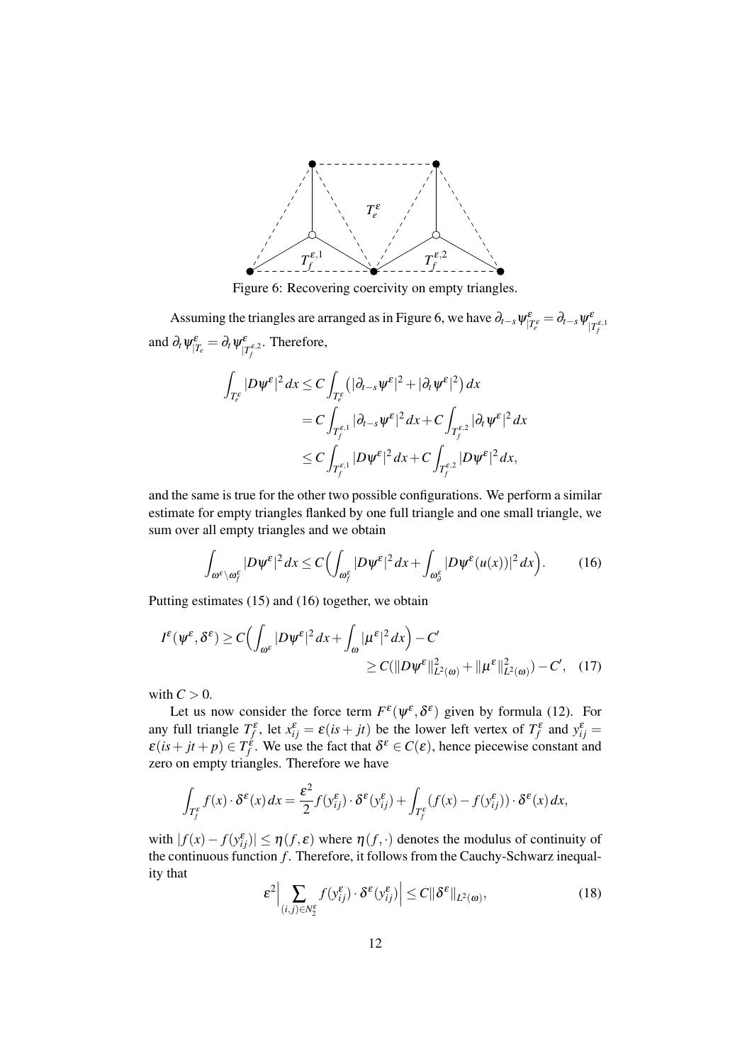Figure 6: Recovering coercivity on empty triangles.

Assuming the triangles are arranged as in Figure 6, we have $\partial_{t-s}\psi^\varepsilon_{|T_e^\varepsilon} = \partial_{t-s}\psi^\varepsilon_{|T_f^{\varepsilon,1}}$ and $\partial_t\psi^\varepsilon_{|T_e} = \partial_t\psi^\varepsilon_{|T_f^{\varepsilon,2}}$. Therefore,

$$
\begin{aligned}
\int_{T_e^\varepsilon} |D\psi^\varepsilon|^2\,dx &\le C\int_{T_e^\varepsilon} \left(|\partial_{t-s}\psi^\varepsilon|^2 + |\partial_t\psi^\varepsilon|^2\right)dx \\
&= C\int_{T_f^{\varepsilon,1}} |\partial_{t-s}\psi^\varepsilon|^2\,dx + C\int_{T_f^{\varepsilon,2}} |\partial_t\psi^\varepsilon|^2\,dx \\
&\le C\int_{T_f^{\varepsilon,1}} |D\psi^\varepsilon|^2\,dx + C\int_{T_f^{\varepsilon,2}} |D\psi^\varepsilon|^2\,dx,
\end{aligned}
$$

and the same is true for the other two possible configurations. We perform a similar estimate for empty triangles flanked by one full triangle and one small triangle, we sum over all empty triangles and we obtain

$$
\int_{\omega^\varepsilon\setminus\omega_f^\varepsilon} |D\psi^\varepsilon|^2\,dx \le C\Big(\int_{\omega_f^\varepsilon} |D\psi^\varepsilon|^2\,dx + \int_{\omega_\partial^\varepsilon} |D\psi^\varepsilon(u(x))|^2\,dx\Big). \tag{16}
$$

Putting estimates (15) and (16) together, we obtain

$$
\begin{aligned}
I^\varepsilon(\psi^\varepsilon,\delta^\varepsilon) \ge C\Big(\int_{\omega^\varepsilon} |D\psi^\varepsilon|^2\,dx + \int_\omega |\mu^\varepsilon|^2\,dx\Big) - C' \\
\ge C(\|D\psi^\varepsilon\|^2_{L^2(\omega)} + \|\mu^\varepsilon\|^2_{L^2(\omega)}) - C', \quad (17)
\end{aligned}
$$

with $C > 0$.

Let us now consider the force term $F^\varepsilon(\psi^\varepsilon,\delta^\varepsilon)$ given by formula (12). For any full triangle $T_f^\varepsilon$, let $x_{ij}^\varepsilon = \varepsilon(is + jt)$ be the lower left vertex of $T_f^\varepsilon$ and $y_{ij}^\varepsilon = \varepsilon(is + jt + p) \in T_f^\varepsilon$. We use the fact that $\delta^\varepsilon \in C(\varepsilon)$, hence piecewise constant and zero on empty triangles. Therefore we have

$$
\int_{T_f^\varepsilon} f(x)\cdot\delta^\varepsilon(x)\,dx = \frac{\varepsilon^2}{2} f(y_{ij}^\varepsilon)\cdot\delta^\varepsilon(y_{ij}^\varepsilon) + \int_{T_f^\varepsilon} (f(x) - f(y_{ij}^\varepsilon))\cdot\delta^\varepsilon(x)\,dx,
$$

with $|f(x) - f(y_{ij}^\varepsilon)| \le \eta(f,\varepsilon)$ where $\eta(f,\cdot)$ denotes the modulus of continuity of the continuous function $f$. Therefore, it follows from the Cauchy-Schwarz inequality that

$$
\varepsilon^2\Big|\sum_{(i,j)\in N_2^\varepsilon} f(y_{ij}^\varepsilon)\cdot\delta^\varepsilon(y_{ij}^\varepsilon)\Big| \le C\|\delta^\varepsilon\|_{L^2(\omega)}, \tag{18}
$$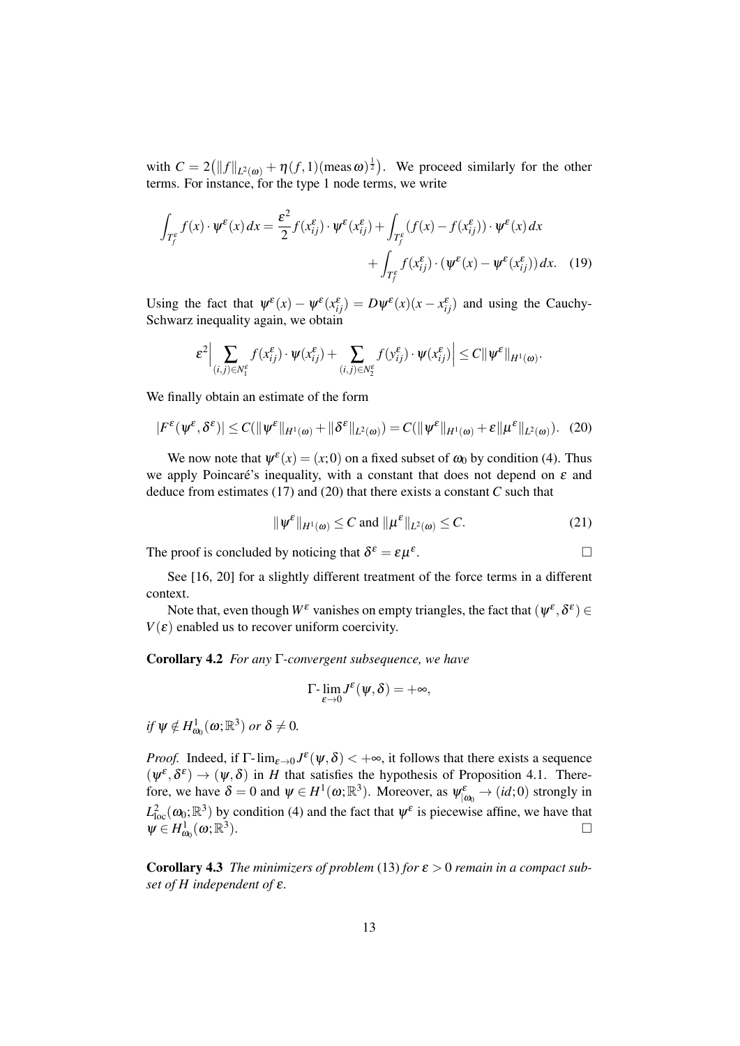with $C = 2\big(\|f\|_{L^2(\omega)} + \eta(f,1)(\text{meas}\,\omega)^{\frac{1}{2}}\big)$. We proceed similarly for the other terms. For instance, for the type 1 node terms, we write

$$\int_{T_f^\varepsilon} f(x)\cdot\psi^\varepsilon(x)\,dx = \frac{\varepsilon^2}{2} f(x_{ij}^\varepsilon)\cdot\psi^\varepsilon(x_{ij}^\varepsilon) + \int_{T_f^\varepsilon}(f(x)-f(x_{ij}^\varepsilon))\cdot\psi^\varepsilon(x)\,dx + \int_{T_f^\varepsilon} f(x_{ij}^\varepsilon)\cdot(\psi^\varepsilon(x)-\psi^\varepsilon(x_{ij}^\varepsilon))\,dx. \quad (19)$$

Using the fact that $\psi^\varepsilon(x) - \psi^\varepsilon(x_{ij}^\varepsilon) = D\psi^\varepsilon(x)(x - x_{ij}^\varepsilon)$ and using the Cauchy-Schwarz inequality again, we obtain

$$\varepsilon^2 \Big| \sum_{(i,j)\in N_1^\varepsilon} f(x_{ij}^\varepsilon)\cdot\psi(x_{ij}^\varepsilon) + \sum_{(i,j)\in N_2^\varepsilon} f(y_{ij}^\varepsilon)\cdot\psi(x_{ij}^\varepsilon)\Big| \le C\|\psi^\varepsilon\|_{H^1(\omega)}.$$

We finally obtain an estimate of the form

$$|F^\varepsilon(\psi^\varepsilon,\delta^\varepsilon)| \le C(\|\psi^\varepsilon\|_{H^1(\omega)} + \|\delta^\varepsilon\|_{L^2(\omega)}) = C(\|\psi^\varepsilon\|_{H^1(\omega)} + \varepsilon\|\mu^\varepsilon\|_{L^2(\omega)}). \quad (20)$$

We now note that $\psi^\varepsilon(x) = (x;0)$ on a fixed subset of $\omega_0$ by condition (4). Thus we apply Poincaré's inequality, with a constant that does not depend on $\varepsilon$ and deduce from estimates (17) and (20) that there exists a constant $C$ such that

$$\|\psi^\varepsilon\|_{H^1(\omega)} \le C \text{ and } \|\mu^\varepsilon\|_{L^2(\omega)} \le C. \quad (21)$$

The proof is concluded by noticing that $\delta^\varepsilon = \varepsilon\mu^\varepsilon$. □

See [16, 20] for a slightly different treatment of the force terms in a different context.

Note that, even though $W^\varepsilon$ vanishes on empty triangles, the fact that $(\psi^\varepsilon,\delta^\varepsilon)\in V(\varepsilon)$ enabled us to recover uniform coercivity.

**Corollary 4.2** *For any* $\Gamma$*-convergent subsequence, we have*

$$\Gamma\text{-}\lim_{\varepsilon\to 0} J^\varepsilon(\psi,\delta) = +\infty,$$

*if* $\psi \notin H^1_{\omega_0}(\omega;\mathbb{R}^3)$ *or* $\delta \neq 0$*.*

*Proof.* Indeed, if $\Gamma\text{-}\lim_{\varepsilon\to 0} J^\varepsilon(\psi,\delta) < +\infty$, it follows that there exists a sequence $(\psi^\varepsilon,\delta^\varepsilon)\to(\psi,\delta)$ in $H$ that satisfies the hypothesis of Proposition 4.1. Therefore, we have $\delta = 0$ and $\psi\in H^1(\omega;\mathbb{R}^3)$. Moreover, as $\psi^\varepsilon_{|\omega_0} \to (id;0)$ strongly in $L^2_{\text{loc}}(\omega_0;\mathbb{R}^3)$ by condition (4) and the fact that $\psi^\varepsilon$ is piecewise affine, we have that $\psi\in H^1_{\omega_0}(\omega;\mathbb{R}^3)$. □

**Corollary 4.3** *The minimizers of problem* (13) *for* $\varepsilon > 0$ *remain in a compact subset of* $H$ *independent of* $\varepsilon$*.*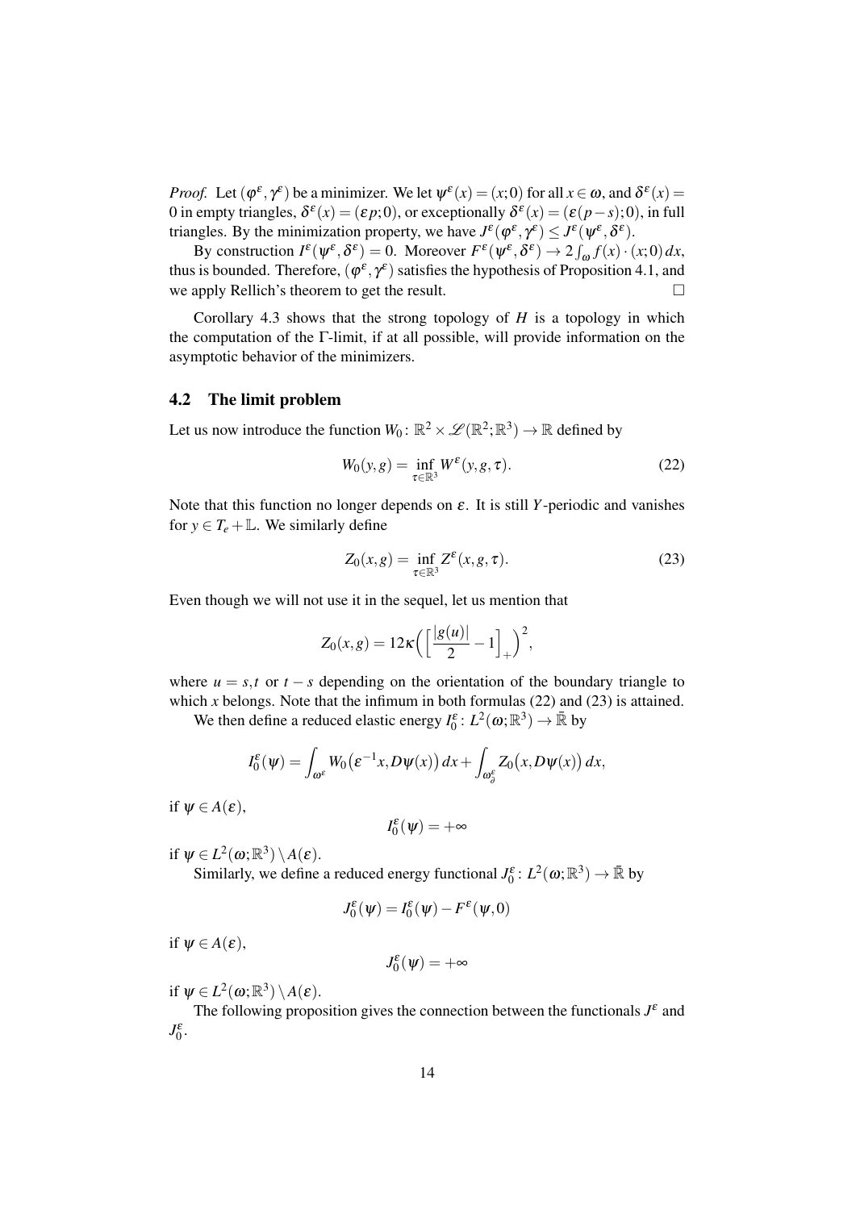*Proof.* Let $(\varphi^\varepsilon, \gamma^\varepsilon)$ be a minimizer. We let $\psi^\varepsilon(x) = (x;0)$ for all $x \in \omega$, and $\delta^\varepsilon(x) = 0$ in empty triangles, $\delta^\varepsilon(x) = (\varepsilon p;0)$, or exceptionally $\delta^\varepsilon(x) = (\varepsilon(p-s);0)$, in full triangles. By the minimization property, we have $J^\varepsilon(\varphi^\varepsilon, \gamma^\varepsilon) \leq J^\varepsilon(\psi^\varepsilon, \delta^\varepsilon)$.

By construction $I^\varepsilon(\psi^\varepsilon, \delta^\varepsilon) = 0$. Moreover $F^\varepsilon(\psi^\varepsilon, \delta^\varepsilon) \to 2\int_\omega f(x)\cdot(x;0)\,dx$, thus is bounded. Therefore, $(\varphi^\varepsilon, \gamma^\varepsilon)$ satisfies the hypothesis of Proposition 4.1, and we apply Rellich's theorem to get the result. $\square$

Corollary 4.3 shows that the strong topology of $H$ is a topology in which the computation of the $\Gamma$-limit, if at all possible, will provide information on the asymptotic behavior of the minimizers.

## 4.2 The limit problem

Let us now introduce the function $W_0 \colon \mathbb{R}^2 \times \mathscr{L}(\mathbb{R}^2;\mathbb{R}^3) \to \mathbb{R}$ defined by

$$W_0(y,g) = \inf_{\tau \in \mathbb{R}^3} W^\varepsilon(y,g,\tau). \tag{22}$$

Note that this function no longer depends on $\varepsilon$. It is still $Y$-periodic and vanishes for $y \in T_e + \mathbb{L}$. We similarly define

$$Z_0(x,g) = \inf_{\tau \in \mathbb{R}^3} Z^\varepsilon(x,g,\tau). \tag{23}$$

Even though we will not use it in the sequel, let us mention that

$$Z_0(x,g) = 12\kappa\Big(\Big[\frac{|g(u)|}{2} - 1\Big]_+\Big)^2,$$

where $u = s,t$ or $t-s$ depending on the orientation of the boundary triangle to which $x$ belongs. Note that the infimum in both formulas (22) and (23) is attained.

We then define a reduced elastic energy $I_0^\varepsilon \colon L^2(\omega;\mathbb{R}^3) \to \bar{\mathbb{R}}$ by

$$I_0^\varepsilon(\psi) = \int_{\omega^\varepsilon} W_0\big(\varepsilon^{-1}x, D\psi(x)\big)\,dx + \int_{\omega_\partial^\varepsilon} Z_0\big(x, D\psi(x)\big)\,dx,$$

if $\psi \in A(\varepsilon)$,

$$I_0^\varepsilon(\psi) = +\infty$$

if $\psi \in L^2(\omega;\mathbb{R}^3) \setminus A(\varepsilon)$.

Similarly, we define a reduced energy functional $J_0^\varepsilon \colon L^2(\omega;\mathbb{R}^3) \to \bar{\mathbb{R}}$ by

$$J_0^\varepsilon(\psi) = I_0^\varepsilon(\psi) - F^\varepsilon(\psi, 0)$$

if $\psi \in A(\varepsilon)$,

$$J_0^\varepsilon(\psi) = +\infty$$

if $\psi \in L^2(\omega;\mathbb{R}^3) \setminus A(\varepsilon)$.

The following proposition gives the connection between the functionals $J^\varepsilon$ and $J_0^\varepsilon$.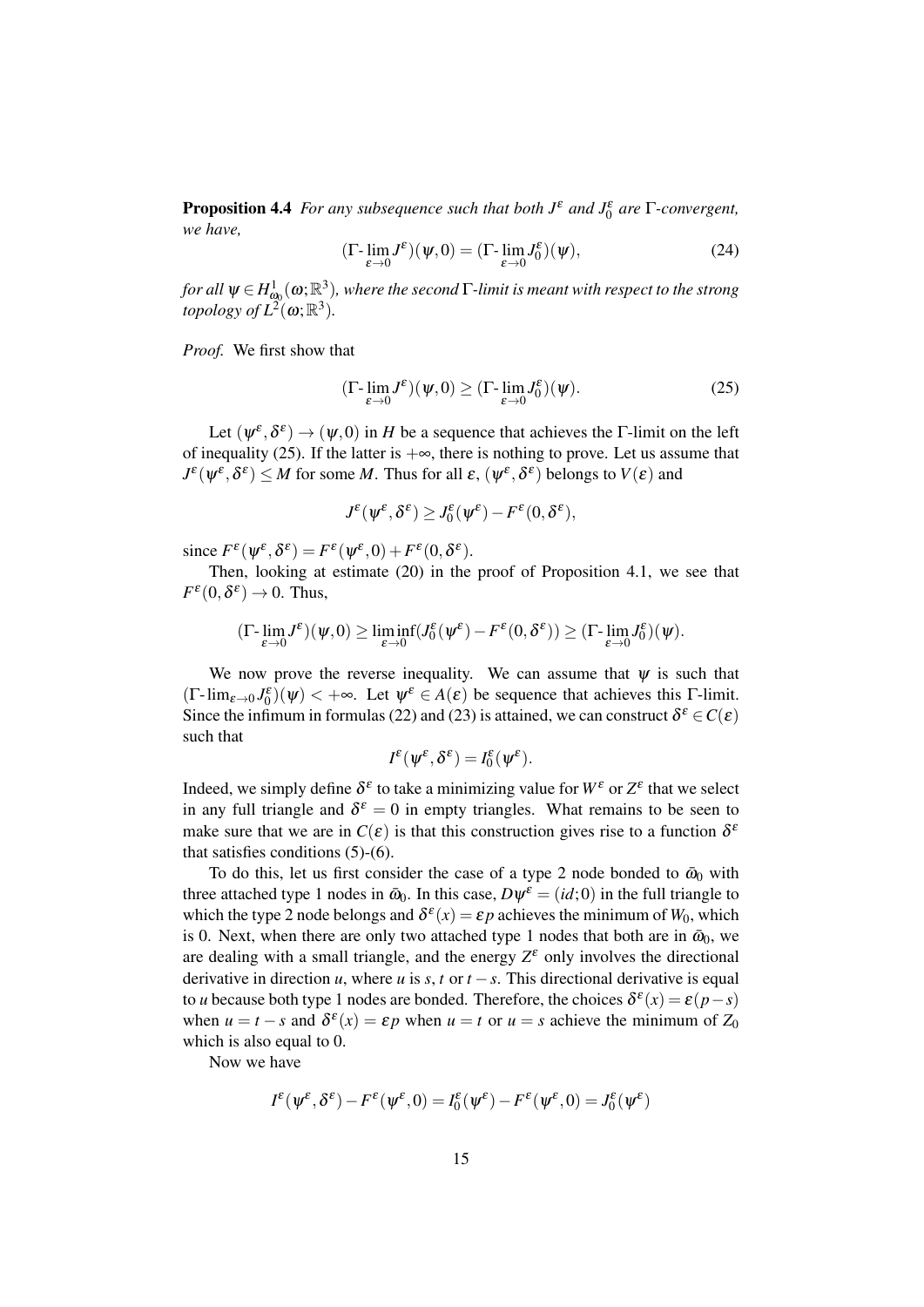**Proposition 4.4** *For any subsequence such that both $J^\varepsilon$ and $J_0^\varepsilon$ are $\Gamma$-convergent, we have,*

$$(\Gamma\text{-}\lim_{\varepsilon\to 0} J^\varepsilon)(\psi,0) = (\Gamma\text{-}\lim_{\varepsilon\to 0} J_0^\varepsilon)(\psi), \tag{24}$$

*for all $\psi \in H^1_{\bar\omega_0}(\omega;\mathbb{R}^3)$, where the second $\Gamma$-limit is meant with respect to the strong topology of $L^2(\omega;\mathbb{R}^3)$.*

*Proof.* We first show that

$$(\Gamma\text{-}\lim_{\varepsilon\to 0} J^\varepsilon)(\psi,0) \geq (\Gamma\text{-}\lim_{\varepsilon\to 0} J_0^\varepsilon)(\psi). \tag{25}$$

Let $(\psi^\varepsilon,\delta^\varepsilon) \to (\psi,0)$ in $H$ be a sequence that achieves the $\Gamma$-limit on the left of inequality (25). If the latter is $+\infty$, there is nothing to prove. Let us assume that $J^\varepsilon(\psi^\varepsilon,\delta^\varepsilon) \leq M$ for some $M$. Thus for all $\varepsilon$, $(\psi^\varepsilon,\delta^\varepsilon)$ belongs to $V(\varepsilon)$ and

$$J^\varepsilon(\psi^\varepsilon,\delta^\varepsilon) \geq J_0^\varepsilon(\psi^\varepsilon) - F^\varepsilon(0,\delta^\varepsilon),$$

since $F^\varepsilon(\psi^\varepsilon,\delta^\varepsilon) = F^\varepsilon(\psi^\varepsilon,0) + F^\varepsilon(0,\delta^\varepsilon)$.

Then, looking at estimate (20) in the proof of Proposition 4.1, we see that $F^\varepsilon(0,\delta^\varepsilon) \to 0$. Thus,

$$(\Gamma\text{-}\lim_{\varepsilon\to 0} J^\varepsilon)(\psi,0) \geq \liminf_{\varepsilon\to 0}(J_0^\varepsilon(\psi^\varepsilon) - F^\varepsilon(0,\delta^\varepsilon)) \geq (\Gamma\text{-}\lim_{\varepsilon\to 0} J_0^\varepsilon)(\psi).$$

We now prove the reverse inequality. We can assume that $\psi$ is such that $(\Gamma\text{-}\lim_{\varepsilon\to 0} J_0^\varepsilon)(\psi) < +\infty$. Let $\psi^\varepsilon \in A(\varepsilon)$ be sequence that achieves this $\Gamma$-limit. Since the infimum in formulas (22) and (23) is attained, we can construct $\delta^\varepsilon \in C(\varepsilon)$ such that

$$I^\varepsilon(\psi^\varepsilon,\delta^\varepsilon) = I_0^\varepsilon(\psi^\varepsilon).$$

Indeed, we simply define $\delta^\varepsilon$ to take a minimizing value for $W^\varepsilon$ or $Z^\varepsilon$ that we select in any full triangle and $\delta^\varepsilon = 0$ in empty triangles. What remains to be seen to make sure that we are in $C(\varepsilon)$ is that this construction gives rise to a function $\delta^\varepsilon$ that satisfies conditions (5)-(6).

To do this, let us first consider the case of a type 2 node bonded to $\bar\omega_0$ with three attached type 1 nodes in $\bar\omega_0$. In this case, $D\psi^\varepsilon = (id;0)$ in the full triangle to which the type 2 node belongs and $\delta^\varepsilon(x) = \varepsilon p$ achieves the minimum of $W_0$, which is 0. Next, when there are only two attached type 1 nodes that both are in $\bar\omega_0$, we are dealing with a small triangle, and the energy $Z^\varepsilon$ only involves the directional derivative in direction $u$, where $u$ is $s$, $t$ or $t-s$. This directional derivative is equal to $u$ because both type 1 nodes are bonded. Therefore, the choices $\delta^\varepsilon(x) = \varepsilon(p-s)$ when $u = t-s$ and $\delta^\varepsilon(x) = \varepsilon p$ when $u = t$ or $u = s$ achieve the minimum of $Z_0$ which is also equal to 0.

Now we have

$$I^\varepsilon(\psi^\varepsilon,\delta^\varepsilon) - F^\varepsilon(\psi^\varepsilon,0) = I_0^\varepsilon(\psi^\varepsilon) - F^\varepsilon(\psi^\varepsilon,0) = J_0^\varepsilon(\psi^\varepsilon)$$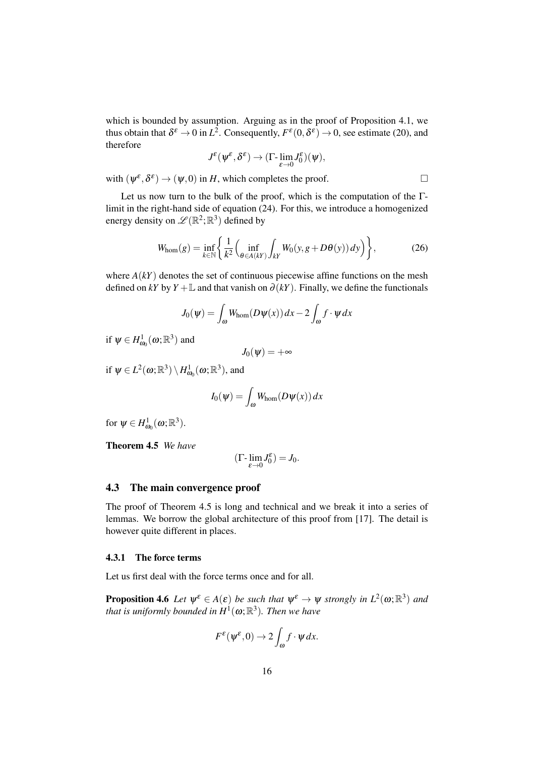which is bounded by assumption. Arguing as in the proof of Proposition 4.1, we thus obtain that $\delta^\varepsilon \to 0$ in $L^2$. Consequently, $F^\varepsilon(0,\delta^\varepsilon) \to 0$, see estimate (20), and therefore

$$J^\varepsilon(\psi^\varepsilon,\delta^\varepsilon) \to (\Gamma\text{-}\lim_{\varepsilon\to 0} J_0^\varepsilon)(\psi),$$

with $(\psi^\varepsilon,\delta^\varepsilon) \to (\psi,0)$ in $H$, which completes the proof. $\square$

Let us now turn to the bulk of the proof, which is the computation of the Γ-limit in the right-hand side of equation (24). For this, we introduce a homogenized energy density on $\mathscr{L}(\mathbb{R}^2;\mathbb{R}^3)$ defined by

$$W_{\text{hom}}(g) = \inf_{k\in\mathbb{N}} \left\{ \frac{1}{k^2} \Big( \inf_{\theta\in A(kY)} \int_{kY} W_0(y, g + D\theta(y))\, dy \Big) \right\}, \tag{26}$$

where $A(kY)$ denotes the set of continuous piecewise affine functions on the mesh defined on $kY$ by $Y+\mathbb{L}$ and that vanish on $\partial(kY)$. Finally, we define the functionals

$$J_0(\psi) = \int_\omega W_{\text{hom}}(D\psi(x))\, dx - 2\int_\omega f\cdot\psi\, dx$$

if $\psi \in H^1_{\omega_0}(\omega;\mathbb{R}^3)$ and

$$J_0(\psi) = +\infty$$

if $\psi \in L^2(\omega;\mathbb{R}^3) \setminus H^1_{\omega_0}(\omega;\mathbb{R}^3)$, and

$$I_0(\psi) = \int_\omega W_{\text{hom}}(D\psi(x))\, dx$$

for $\psi \in H^1_{\omega_0}(\omega;\mathbb{R}^3)$.

**Theorem 4.5** *We have*

$$(\Gamma\text{-}\lim_{\varepsilon\to 0} J_0^\varepsilon) = J_0.$$

## 4.3 The main convergence proof

The proof of Theorem 4.5 is long and technical and we break it into a series of lemmas. We borrow the global architecture of this proof from [17]. The detail is however quite different in places.

### 4.3.1 The force terms

Let us first deal with the force terms once and for all.

**Proposition 4.6** *Let $\psi^\varepsilon \in A(\varepsilon)$ be such that $\psi^\varepsilon \to \psi$ strongly in $L^2(\omega;\mathbb{R}^3)$ and that is uniformly bounded in $H^1(\omega;\mathbb{R}^3)$. Then we have*

$$F^\varepsilon(\psi^\varepsilon,0) \to 2\int_\omega f\cdot\psi\, dx.$$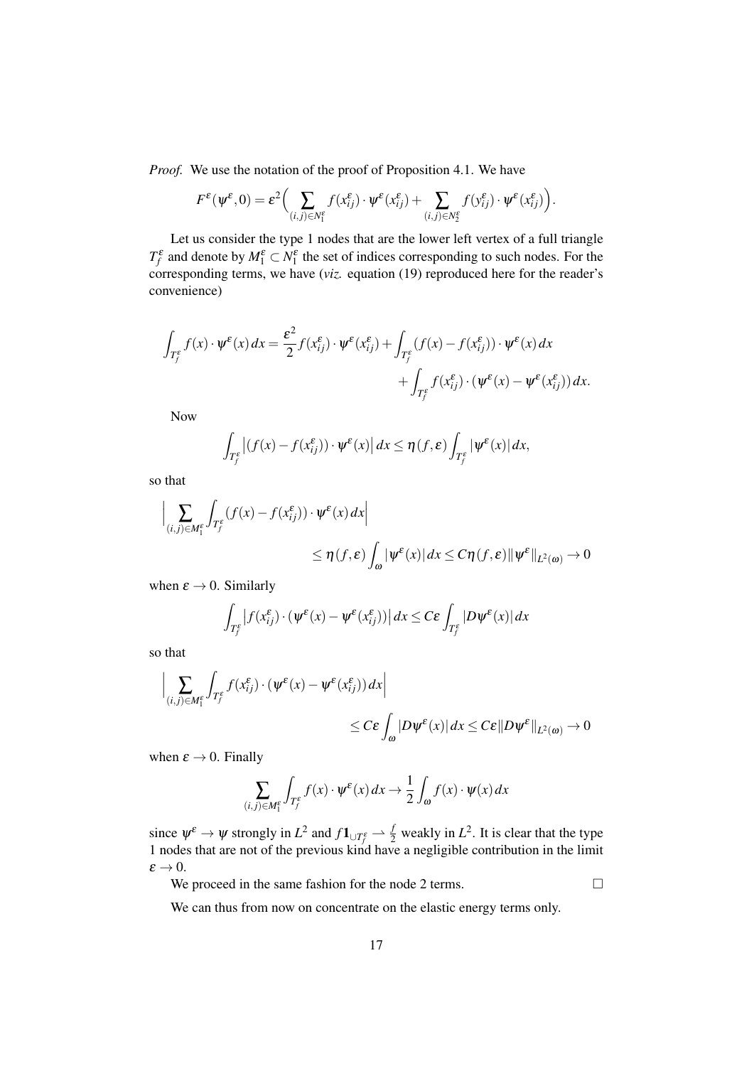*Proof.* We use the notation of the proof of Proposition 4.1. We have

$$F^\varepsilon(\psi^\varepsilon,0)=\varepsilon^2\Big(\sum_{(i,j)\in N_1^\varepsilon} f(x_{ij}^\varepsilon)\cdot\psi^\varepsilon(x_{ij}^\varepsilon)+\sum_{(i,j)\in N_2^\varepsilon} f(y_{ij}^\varepsilon)\cdot\psi^\varepsilon(x_{ij}^\varepsilon)\Big).$$

Let us consider the type 1 nodes that are the lower left vertex of a full triangle $T_f^\varepsilon$ and denote by $M_1^\varepsilon\subset N_1^\varepsilon$ the set of indices corresponding to such nodes. For the corresponding terms, we have (*viz.* equation (19) reproduced here for the reader's convenience)

$$\int_{T_f^\varepsilon} f(x)\cdot\psi^\varepsilon(x)\,dx=\frac{\varepsilon^2}{2}f(x_{ij}^\varepsilon)\cdot\psi^\varepsilon(x_{ij}^\varepsilon)+\int_{T_f^\varepsilon}(f(x)-f(x_{ij}^\varepsilon))\cdot\psi^\varepsilon(x)\,dx$$
$$+\int_{T_f^\varepsilon} f(x_{ij}^\varepsilon)\cdot(\psi^\varepsilon(x)-\psi^\varepsilon(x_{ij}^\varepsilon))\,dx.$$

Now

$$\int_{T_f^\varepsilon}\big|(f(x)-f(x_{ij}^\varepsilon))\cdot\psi^\varepsilon(x)\big|\,dx\le\eta(f,\varepsilon)\int_{T_f^\varepsilon}|\psi^\varepsilon(x)|\,dx,$$

so that

$$\Big|\sum_{(i,j)\in M_1^\varepsilon}\int_{T_f^\varepsilon}(f(x)-f(x_{ij}^\varepsilon))\cdot\psi^\varepsilon(x)\,dx\Big|$$
$$\le\eta(f,\varepsilon)\int_\omega|\psi^\varepsilon(x)|\,dx\le C\eta(f,\varepsilon)\|\psi^\varepsilon\|_{L^2(\omega)}\to 0$$

when $\varepsilon\to 0$. Similarly

$$\int_{T_f^\varepsilon}\big|f(x_{ij}^\varepsilon)\cdot(\psi^\varepsilon(x)-\psi^\varepsilon(x_{ij}^\varepsilon))\big|\,dx\le C\varepsilon\int_{T_f^\varepsilon}|D\psi^\varepsilon(x)|\,dx$$

so that

$$\Big|\sum_{(i,j)\in M_1^\varepsilon}\int_{T_f^\varepsilon} f(x_{ij}^\varepsilon)\cdot(\psi^\varepsilon(x)-\psi^\varepsilon(x_{ij}^\varepsilon))\,dx\Big|$$
$$\le C\varepsilon\int_\omega|D\psi^\varepsilon(x)|\,dx\le C\varepsilon\|D\psi^\varepsilon\|_{L^2(\omega)}\to 0$$

when $\varepsilon\to 0$. Finally

$$\sum_{(i,j)\in M_1^\varepsilon}\int_{T_f^\varepsilon} f(x)\cdot\psi^\varepsilon(x)\,dx\to\frac{1}{2}\int_\omega f(x)\cdot\psi(x)\,dx$$

since $\psi^\varepsilon\to\psi$ strongly in $L^2$ and $f\mathbf{1}_{\cup T_f^\varepsilon}\rightharpoonup\frac{f}{2}$ weakly in $L^2$. It is clear that the type 1 nodes that are not of the previous kind have a negligible contribution in the limit $\varepsilon\to 0$.

We proceed in the same fashion for the node 2 terms. $\square$

We can thus from now on concentrate on the elastic energy terms only.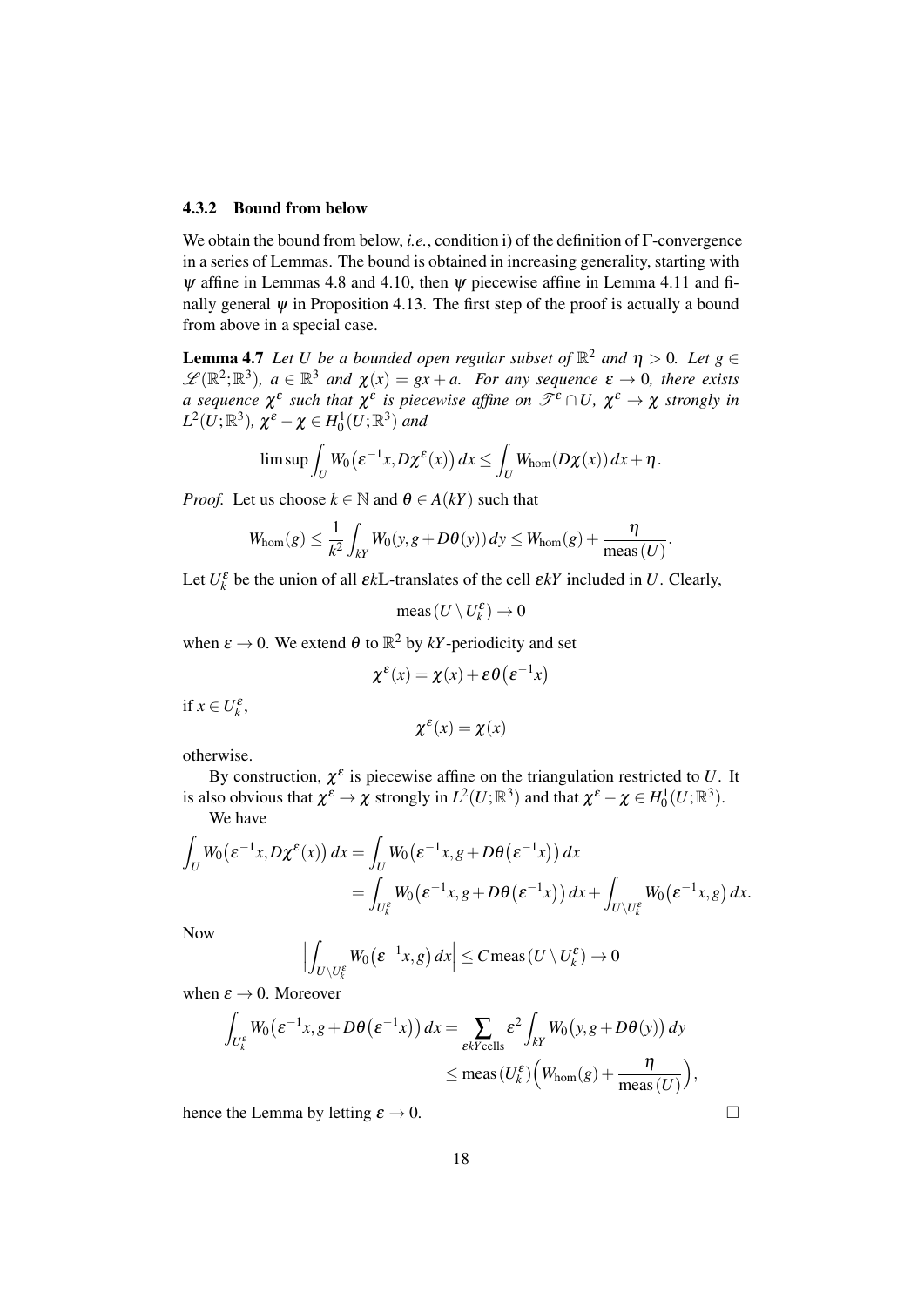### 4.3.2 Bound from below

We obtain the bound from below, *i.e.*, condition i) of the definition of Γ-convergence in a series of Lemmas. The bound is obtained in increasing generality, starting with $\psi$ affine in Lemmas 4.8 and 4.10, then $\psi$ piecewise affine in Lemma 4.11 and finally general $\psi$ in Proposition 4.13. The first step of the proof is actually a bound from above in a special case.

**Lemma 4.7** *Let $U$ be a bounded open regular subset of $\mathbb{R}^2$ and $\eta > 0$. Let $g \in \mathscr{L}(\mathbb{R}^2;\mathbb{R}^3)$, $a \in \mathbb{R}^3$ and $\chi(x) = gx + a$. For any sequence $\varepsilon \to 0$, there exists a sequence $\chi^\varepsilon$ such that $\chi^\varepsilon$ is piecewise affine on $\mathscr{T}^\varepsilon \cap U$, $\chi^\varepsilon \to \chi$ strongly in $L^2(U;\mathbb{R}^3)$, $\chi^\varepsilon - \chi \in H^1_0(U;\mathbb{R}^3)$ and*

$$\limsup \int_U W_0\big(\varepsilon^{-1}x, D\chi^\varepsilon(x)\big)\,dx \leq \int_U W_{\text{hom}}(D\chi(x))\,dx + \eta.$$

*Proof.* Let us choose $k \in \mathbb{N}$ and $\theta \in A(kY)$ such that

$$W_{\text{hom}}(g) \leq \frac{1}{k^2}\int_{kY} W_0(y, g + D\theta(y))\,dy \leq W_{\text{hom}}(g) + \frac{\eta}{\text{meas}\,(U)}.$$

Let $U_k^\varepsilon$ be the union of all $\varepsilon k\mathbb{L}$-translates of the cell $\varepsilon kY$ included in $U$. Clearly,

$$\text{meas}\,(U \setminus U_k^\varepsilon) \to 0$$

when $\varepsilon \to 0$. We extend $\theta$ to $\mathbb{R}^2$ by $kY$-periodicity and set

$$\chi^\varepsilon(x) = \chi(x) + \varepsilon\theta\big(\varepsilon^{-1}x\big)$$

if $x \in U_k^\varepsilon$,

$$\chi^\varepsilon(x) = \chi(x)$$

otherwise.

By construction, $\chi^\varepsilon$ is piecewise affine on the triangulation restricted to $U$. It is also obvious that $\chi^\varepsilon \to \chi$ strongly in $L^2(U;\mathbb{R}^3)$ and that $\chi^\varepsilon - \chi \in H^1_0(U;\mathbb{R}^3)$.

We have

$$\begin{aligned}
\int_U W_0\big(\varepsilon^{-1}x, D\chi^\varepsilon(x)\big)\,dx &= \int_U W_0\big(\varepsilon^{-1}x, g + D\theta\big(\varepsilon^{-1}x\big)\big)\,dx \\
&= \int_{U_k^\varepsilon} W_0\big(\varepsilon^{-1}x, g + D\theta\big(\varepsilon^{-1}x\big)\big)\,dx + \int_{U\setminus U_k^\varepsilon} W_0\big(\varepsilon^{-1}x, g\big)\,dx.
\end{aligned}$$

Now

$$\Big|\int_{U\setminus U_k^\varepsilon} W_0\big(\varepsilon^{-1}x, g\big)\,dx\Big| \leq C\,\text{meas}\,(U \setminus U_k^\varepsilon) \to 0$$

when $\varepsilon \to 0$. Moreover

$$\begin{aligned}
\int_{U_k^\varepsilon} W_0\big(\varepsilon^{-1}x, g + D\theta\big(\varepsilon^{-1}x\big)\big)\,dx &= \sum_{\varepsilon kY\text{cells}} \varepsilon^2 \int_{kY} W_0\big(y, g + D\theta(y)\big)\,dy \\
&\leq \text{meas}\,(U_k^\varepsilon)\Big(W_{\text{hom}}(g) + \frac{\eta}{\text{meas}\,(U)}\Big),
\end{aligned}$$

hence the Lemma by letting $\varepsilon \to 0$. □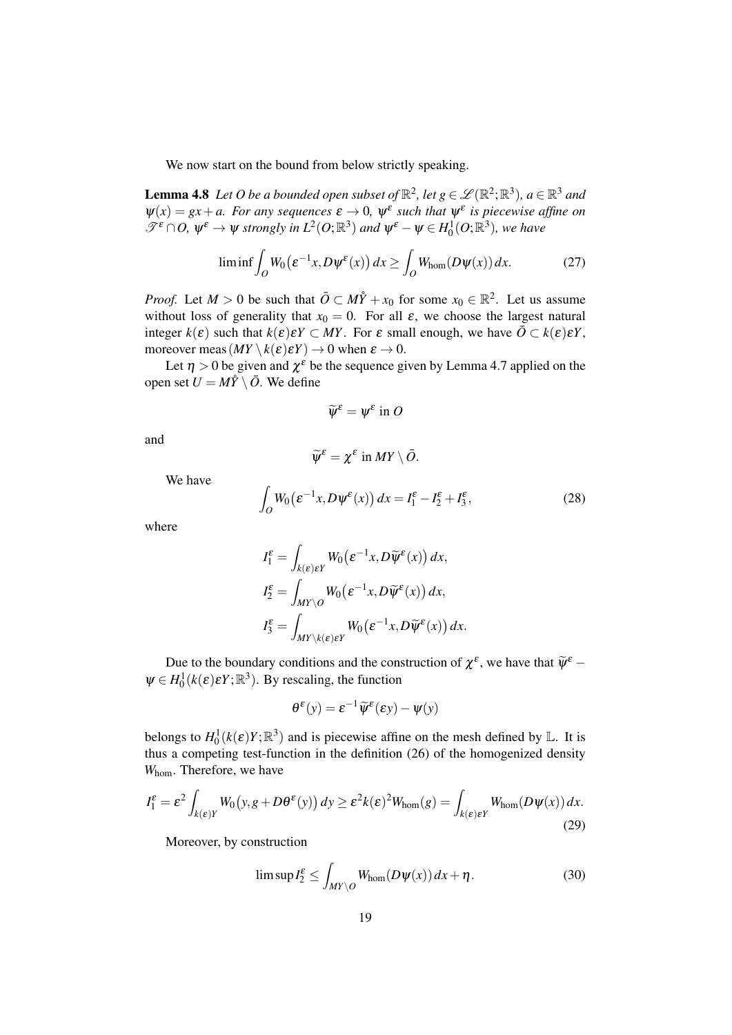We now start on the bound from below strictly speaking.

**Lemma 4.8** *Let $O$ be a bounded open subset of $\mathbb{R}^2$, let $g \in \mathscr{L}(\mathbb{R}^2;\mathbb{R}^3)$, $a \in \mathbb{R}^3$ and $\psi(x) = gx + a$. For any sequences $\varepsilon \to 0$, $\psi^\varepsilon$ such that $\psi^\varepsilon$ is piecewise affine on $\mathscr{T}^\varepsilon \cap O$, $\psi^\varepsilon \to \psi$ strongly in $L^2(O;\mathbb{R}^3)$ and $\psi^\varepsilon - \psi \in H_0^1(O;\mathbb{R}^3)$, we have*

$$\liminf \int_O W_0\big(\varepsilon^{-1}x, D\psi^\varepsilon(x)\big)\,dx \geq \int_O W_{\mathrm{hom}}(D\psi(x))\,dx. \tag{27}$$

*Proof.* Let $M > 0$ be such that $\bar{O} \subset M\mathring{Y} + x_0$ for some $x_0 \in \mathbb{R}^2$. Let us assume without loss of generality that $x_0 = 0$. For all $\varepsilon$, we choose the largest natural integer $k(\varepsilon)$ such that $k(\varepsilon)\varepsilon Y \subset MY$. For $\varepsilon$ small enough, we have $\bar{O} \subset k(\varepsilon)\varepsilon Y$, moreover $\mathrm{meas}\,(MY \setminus k(\varepsilon)\varepsilon Y) \to 0$ when $\varepsilon \to 0$.

Let $\eta > 0$ be given and $\chi^\varepsilon$ be the sequence given by Lemma 4.7 applied on the open set $U = M\mathring{Y} \setminus \bar{O}$. We define

$$\widetilde{\psi}^\varepsilon = \psi^\varepsilon \text{ in } O$$

and

$$\widetilde{\psi}^\varepsilon = \chi^\varepsilon \text{ in } MY \setminus \bar{O}.$$

We have

$$\int_O W_0\big(\varepsilon^{-1}x, D\psi^\varepsilon(x)\big)\,dx = I_1^\varepsilon - I_2^\varepsilon + I_3^\varepsilon, \tag{28}$$

where

$$I_1^\varepsilon = \int_{k(\varepsilon)\varepsilon Y} W_0\big(\varepsilon^{-1}x, D\widetilde{\psi}^\varepsilon(x)\big)\,dx,$$
$$I_2^\varepsilon = \int_{MY\setminus O} W_0\big(\varepsilon^{-1}x, D\widetilde{\psi}^\varepsilon(x)\big)\,dx,$$
$$I_3^\varepsilon = \int_{MY\setminus k(\varepsilon)\varepsilon Y} W_0\big(\varepsilon^{-1}x, D\widetilde{\psi}^\varepsilon(x)\big)\,dx.$$

Due to the boundary conditions and the construction of $\chi^\varepsilon$, we have that $\widetilde{\psi}^\varepsilon - \psi \in H_0^1(k(\varepsilon)\varepsilon Y;\mathbb{R}^3)$. By rescaling, the function

$$\theta^\varepsilon(y) = \varepsilon^{-1}\widetilde{\psi}^\varepsilon(\varepsilon y) - \psi(y)$$

belongs to $H_0^1(k(\varepsilon)Y;\mathbb{R}^3)$ and is piecewise affine on the mesh defined by $\mathbb{L}$. It is thus a competing test-function in the definition (26) of the homogenized density $W_{\mathrm{hom}}$. Therefore, we have

$$I_1^\varepsilon = \varepsilon^2 \int_{k(\varepsilon)Y} W_0\big(y, g + D\theta^\varepsilon(y)\big)\,dy \geq \varepsilon^2 k(\varepsilon)^2 W_{\mathrm{hom}}(g) = \int_{k(\varepsilon)\varepsilon Y} W_{\mathrm{hom}}(D\psi(x))\,dx. \tag{29}$$

Moreover, by construction

$$\limsup I_2^\varepsilon \leq \int_{MY\setminus O} W_{\mathrm{hom}}(D\psi(x))\,dx + \eta. \tag{30}$$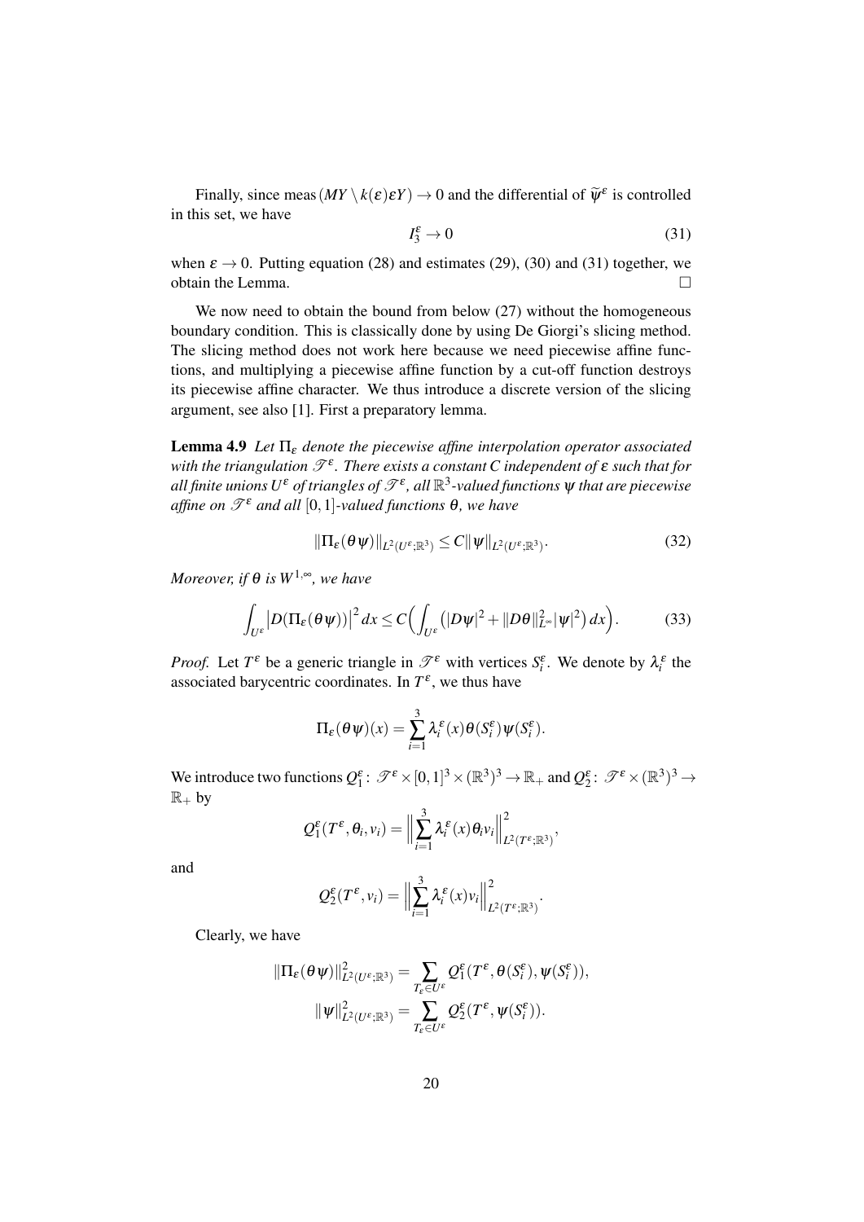Finally, since $\text{meas}(MY \setminus k(\varepsilon)\varepsilon Y) \to 0$ and the differential of $\widetilde{\psi}^\varepsilon$ is controlled in this set, we have

$$I_3^\varepsilon \to 0 \tag{31}$$

when $\varepsilon \to 0$. Putting equation (28) and estimates (29), (30) and (31) together, we obtain the Lemma. $\square$

We now need to obtain the bound from below (27) without the homogeneous boundary condition. This is classically done by using De Giorgi's slicing method. The slicing method does not work here because we need piecewise affine functions, and multiplying a piecewise affine function by a cut-off function destroys its piecewise affine character. We thus introduce a discrete version of the slicing argument, see also [1]. First a preparatory lemma.

**Lemma 4.9** *Let $\Pi_\varepsilon$ denote the piecewise affine interpolation operator associated with the triangulation $\mathscr{T}^\varepsilon$. There exists a constant $C$ independent of $\varepsilon$ such that for all finite unions $U^\varepsilon$ of triangles of $\mathscr{T}^\varepsilon$, all $\mathbb{R}^3$-valued functions $\psi$ that are piecewise affine on $\mathscr{T}^\varepsilon$ and all $[0,1]$-valued functions $\theta$, we have*

$$\|\Pi_\varepsilon(\theta\psi)\|_{L^2(U^\varepsilon;\mathbb{R}^3)} \leq C\|\psi\|_{L^2(U^\varepsilon;\mathbb{R}^3)}. \tag{32}$$

*Moreover, if $\theta$ is $W^{1,\infty}$, we have*

$$\int_{U^\varepsilon} \left|D(\Pi_\varepsilon(\theta\psi))\right|^2 dx \leq C\Big(\int_{U^\varepsilon} \big(|D\psi|^2 + \|D\theta\|_{L^\infty}^2 |\psi|^2\big)\, dx\Big). \tag{33}$$

*Proof.* Let $T^\varepsilon$ be a generic triangle in $\mathscr{T}^\varepsilon$ with vertices $S_i^\varepsilon$. We denote by $\lambda_i^\varepsilon$ the associated barycentric coordinates. In $T^\varepsilon$, we thus have

$$\Pi_\varepsilon(\theta\psi)(x) = \sum_{i=1}^3 \lambda_i^\varepsilon(x)\theta(S_i^\varepsilon)\psi(S_i^\varepsilon).$$

We introduce two functions $Q_1^\varepsilon \colon \mathscr{T}^\varepsilon \times [0,1]^3 \times (\mathbb{R}^3)^3 \to \mathbb{R}_+$ and $Q_2^\varepsilon \colon \mathscr{T}^\varepsilon \times (\mathbb{R}^3)^3 \to \mathbb{R}_+$ by

$$Q_1^\varepsilon(T^\varepsilon, \theta_i, v_i) = \Big\|\sum_{i=1}^3 \lambda_i^\varepsilon(x)\theta_i v_i\Big\|_{L^2(T^\varepsilon;\mathbb{R}^3)}^2,$$

and

$$Q_2^\varepsilon(T^\varepsilon, v_i) = \Big\|\sum_{i=1}^3 \lambda_i^\varepsilon(x) v_i\Big\|_{L^2(T^\varepsilon;\mathbb{R}^3)}^2.$$

Clearly, we have

$$\|\Pi_\varepsilon(\theta\psi)\|_{L^2(U^\varepsilon;\mathbb{R}^3)}^2 = \sum_{T_\varepsilon \in U^\varepsilon} Q_1^\varepsilon(T^\varepsilon, \theta(S_i^\varepsilon), \psi(S_i^\varepsilon)),$$

$$\|\psi\|_{L^2(U^\varepsilon;\mathbb{R}^3)}^2 = \sum_{T_\varepsilon \in U^\varepsilon} Q_2^\varepsilon(T^\varepsilon, \psi(S_i^\varepsilon)).$$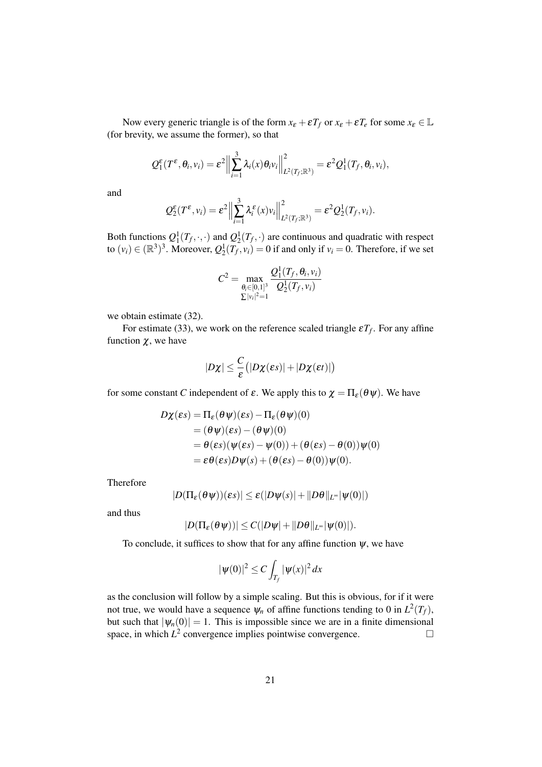Now every generic triangle is of the form $x_\varepsilon + \varepsilon T_f$ or $x_\varepsilon + \varepsilon T_e$ for some $x_\varepsilon \in \mathbb{L}$ (for brevity, we assume the former), so that

$$Q_1^\varepsilon(T^\varepsilon, \theta_i, v_i) = \varepsilon^2 \Big\| \sum_{i=1}^3 \lambda_i(x)\theta_i v_i \Big\|^2_{L^2(T_f;\mathbb{R}^3)} = \varepsilon^2 Q_1^1(T_f, \theta_i, v_i),$$

and

$$Q_2^\varepsilon(T^\varepsilon, v_i) = \varepsilon^2 \Big\| \sum_{i=1}^3 \lambda_i^\varepsilon(x) v_i \Big\|^2_{L^2(T_f;\mathbb{R}^3)} = \varepsilon^2 Q_2^1(T_f, v_i).$$

Both functions $Q_1^1(T_f, \cdot, \cdot)$ and $Q_2^1(T_f, \cdot)$ are continuous and quadratic with respect to $(v_i) \in (\mathbb{R}^3)^3$. Moreover, $Q_2^1(T_f, v_i) = 0$ if and only if $v_i = 0$. Therefore, if we set

$$C^2 = \max_{\substack{\theta_i \in [0,1]^3 \\ \sum |v_i|^2 = 1}} \frac{Q_1^1(T_f, \theta_i, v_i)}{Q_2^1(T_f, v_i)}$$

we obtain estimate (32).

For estimate (33), we work on the reference scaled triangle $\varepsilon T_f$. For any affine function $\chi$, we have

$$|D\chi| \leq \frac{C}{\varepsilon}\big(|D\chi(\varepsilon s)| + |D\chi(\varepsilon t)|\big)$$

for some constant $C$ independent of $\varepsilon$. We apply this to $\chi = \Pi_\varepsilon(\theta\psi)$. We have

$$\begin{aligned}
D\chi(\varepsilon s) &= \Pi_\varepsilon(\theta\psi)(\varepsilon s) - \Pi_\varepsilon(\theta\psi)(0) \\
&= (\theta\psi)(\varepsilon s) - (\theta\psi)(0) \\
&= \theta(\varepsilon s)(\psi(\varepsilon s) - \psi(0)) + (\theta(\varepsilon s) - \theta(0))\psi(0) \\
&= \varepsilon\theta(\varepsilon s) D\psi(s) + (\theta(\varepsilon s) - \theta(0))\psi(0).
\end{aligned}$$

Therefore

$$|D(\Pi_\varepsilon(\theta\psi))(\varepsilon s)| \leq \varepsilon(|D\psi(s)| + \|D\theta\|_{L^\infty}|\psi(0)|)$$

and thus

$$|D(\Pi_\varepsilon(\theta\psi))| \leq C(|D\psi| + \|D\theta\|_{L^\infty}|\psi(0)|).$$

To conclude, it suffices to show that for any affine function $\psi$, we have

$$|\psi(0)|^2 \leq C \int_{T_f} |\psi(x)|^2 \, dx$$

as the conclusion will follow by a simple scaling. But this is obvious, for if it were not true, we would have a sequence $\psi_n$ of affine functions tending to 0 in $L^2(T_f)$, but such that $|\psi_n(0)| = 1$. This is impossible since we are in a finite dimensional space, in which $L^2$ convergence implies pointwise convergence. $\square$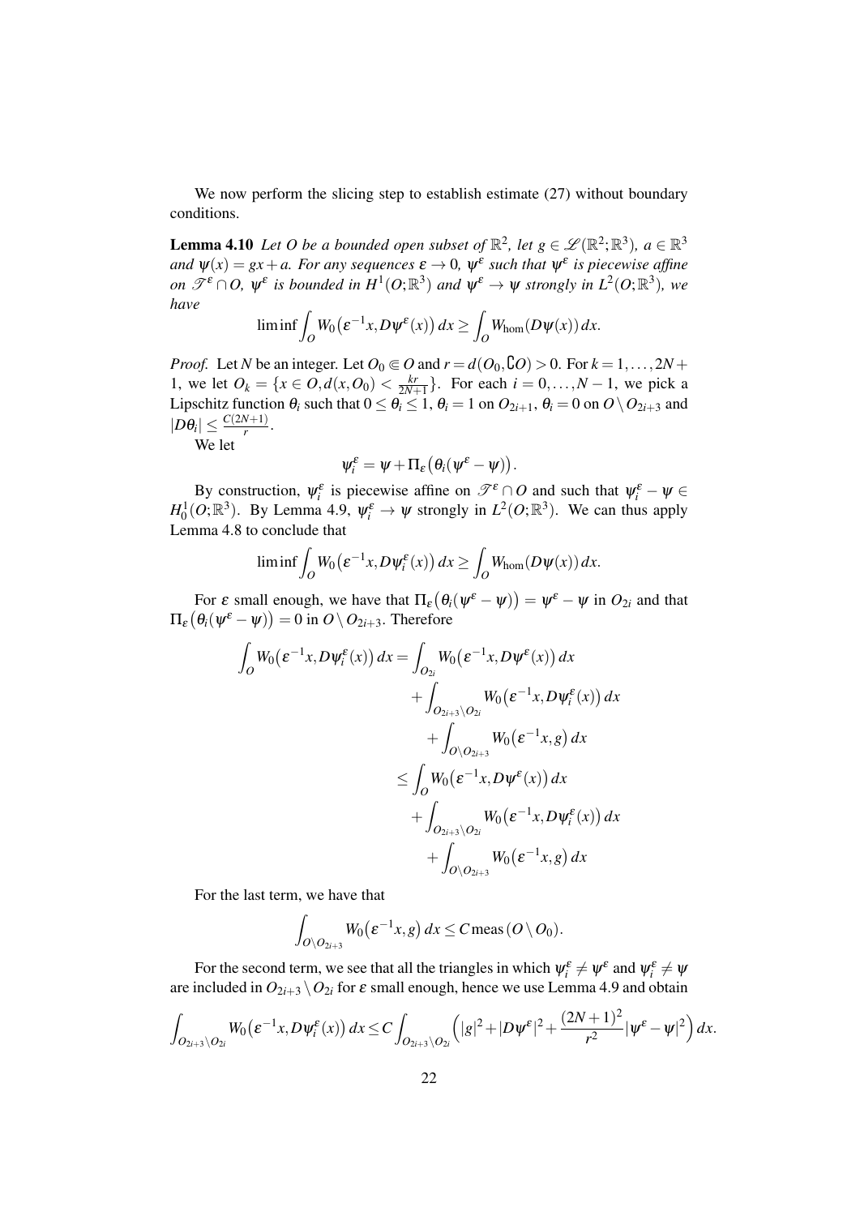We now perform the slicing step to establish estimate (27) without boundary conditions.

**Lemma 4.10** *Let $O$ be a bounded open subset of $\mathbb{R}^2$, let $g \in \mathscr{L}(\mathbb{R}^2;\mathbb{R}^3)$, $a \in \mathbb{R}^3$ and $\psi(x) = gx + a$. For any sequences $\varepsilon \to 0$, $\psi^\varepsilon$ such that $\psi^\varepsilon$ is piecewise affine on $\mathscr{T}^\varepsilon \cap O$, $\psi^\varepsilon$ is bounded in $H^1(O;\mathbb{R}^3)$ and $\psi^\varepsilon \to \psi$ strongly in $L^2(O;\mathbb{R}^3)$, we have*

$$\liminf \int_O W_0\big(\varepsilon^{-1}x, D\psi^\varepsilon(x)\big)\,dx \geq \int_O W_{\text{hom}}(D\psi(x))\,dx.$$

*Proof.* Let $N$ be an integer. Let $O_0 \Subset O$ and $r = d(O_0, \complement O) > 0$. For $k = 1,\dots,2N+1$, we let $O_k = \{x \in O, d(x,O_0) < \frac{kr}{2N+1}\}$. For each $i = 0,\dots,N-1$, we pick a Lipschitz function $\theta_i$ such that $0 \leq \theta_i \leq 1$, $\theta_i = 1$ on $O_{2i+1}$, $\theta_i = 0$ on $O \setminus O_{2i+3}$ and $|D\theta_i| \leq \frac{C(2N+1)}{r}$.

We let

$$\psi_i^\varepsilon = \psi + \Pi_\varepsilon\big(\theta_i(\psi^\varepsilon - \psi)\big).$$

By construction, $\psi_i^\varepsilon$ is piecewise affine on $\mathscr{T}^\varepsilon \cap O$ and such that $\psi_i^\varepsilon - \psi \in H_0^1(O;\mathbb{R}^3)$. By Lemma 4.9, $\psi_i^\varepsilon \to \psi$ strongly in $L^2(O;\mathbb{R}^3)$. We can thus apply Lemma 4.8 to conclude that

$$\liminf \int_O W_0\big(\varepsilon^{-1}x, D\psi_i^\varepsilon(x)\big)\,dx \geq \int_O W_{\text{hom}}(D\psi(x))\,dx.$$

For $\varepsilon$ small enough, we have that $\Pi_\varepsilon\big(\theta_i(\psi^\varepsilon - \psi)\big) = \psi^\varepsilon - \psi$ in $O_{2i}$ and that $\Pi_\varepsilon\big(\theta_i(\psi^\varepsilon - \psi)\big) = 0$ in $O \setminus O_{2i+3}$. Therefore

$$\begin{aligned}
\int_O W_0\big(\varepsilon^{-1}x, D\psi_i^\varepsilon(x)\big)\,dx &= \int_{O_{2i}} W_0\big(\varepsilon^{-1}x, D\psi^\varepsilon(x)\big)\,dx \\
&\quad + \int_{O_{2i+3}\setminus O_{2i}} W_0\big(\varepsilon^{-1}x, D\psi_i^\varepsilon(x)\big)\,dx \\
&\quad + \int_{O\setminus O_{2i+3}} W_0\big(\varepsilon^{-1}x, g\big)\,dx \\
&\leq \int_O W_0\big(\varepsilon^{-1}x, D\psi^\varepsilon(x)\big)\,dx \\
&\quad + \int_{O_{2i+3}\setminus O_{2i}} W_0\big(\varepsilon^{-1}x, D\psi_i^\varepsilon(x)\big)\,dx \\
&\quad + \int_{O\setminus O_{2i+3}} W_0\big(\varepsilon^{-1}x, g\big)\,dx
\end{aligned}$$

For the last term, we have that

$$\int_{O\setminus O_{2i+3}} W_0\big(\varepsilon^{-1}x, g\big)\,dx \leq C \operatorname{meas}(O \setminus O_0).$$

For the second term, we see that all the triangles in which $\psi_i^\varepsilon \neq \psi^\varepsilon$ and $\psi_i^\varepsilon \neq \psi$ are included in $O_{2i+3} \setminus O_{2i}$ for $\varepsilon$ small enough, hence we use Lemma 4.9 and obtain

$$\int_{O_{2i+3}\setminus O_{2i}} W_0\big(\varepsilon^{-1}x, D\psi_i^\varepsilon(x)\big)\,dx \leq C \int_{O_{2i+3}\setminus O_{2i}} \Big(|g|^2 + |D\psi^\varepsilon|^2 + \frac{(2N+1)^2}{r^2}|\psi^\varepsilon - \psi|^2\Big)\,dx.$$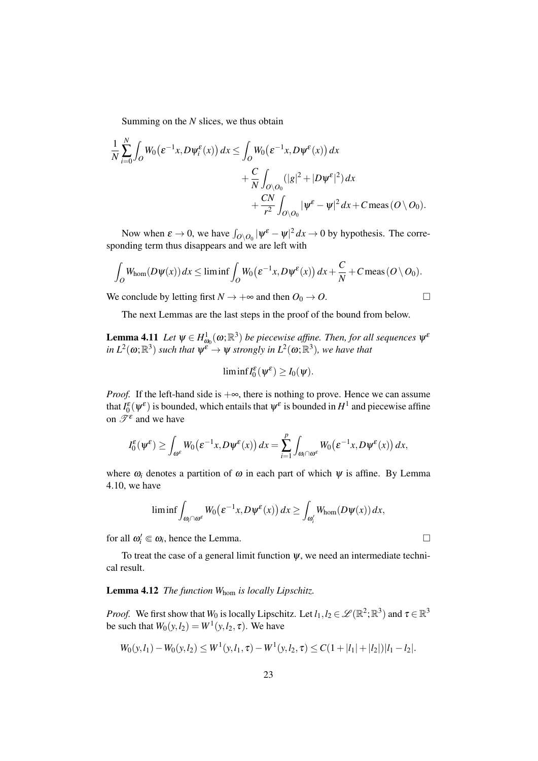Summing on the $N$ slices, we thus obtain

$$
\begin{aligned}
\frac{1}{N}\sum_{i=0}^{N}\int_O W_0\big(\varepsilon^{-1}x, D\psi_i^\varepsilon(x)\big)\,dx \le \int_O W_0\big(\varepsilon^{-1}x, D\psi^\varepsilon(x)\big)\,dx \\
+ \frac{C}{N}\int_{O\setminus O_0}(|g|^2+|D\psi^\varepsilon|^2)\,dx \\
+ \frac{CN}{r^2}\int_{O\setminus O_0}|\psi^\varepsilon-\psi|^2\,dx + C\,\mathrm{meas}\,(O\setminus O_0).
\end{aligned}
$$

Now when $\varepsilon \to 0$, we have $\int_{O\setminus O_0}|\psi^\varepsilon-\psi|^2\,dx \to 0$ by hypothesis. The corresponding term thus disappears and we are left with

$$
\int_O W_{\mathrm{hom}}(D\psi(x))\,dx \le \liminf \int_O W_0\big(\varepsilon^{-1}x, D\psi^\varepsilon(x)\big)\,dx + \frac{C}{N} + C\,\mathrm{meas}\,(O\setminus O_0).
$$

We conclude by letting first $N \to +\infty$ and then $O_0 \to O$. $\square$

The next Lemmas are the last steps in the proof of the bound from below.

**Lemma 4.11** *Let $\psi \in H^1_{\omega_0}(\omega;\mathbb{R}^3)$ be piecewise affine. Then, for all sequences $\psi^\varepsilon$ in $L^2(\omega;\mathbb{R}^3)$ such that $\psi^\varepsilon \to \psi$ strongly in $L^2(\omega;\mathbb{R}^3)$, we have that*

$$
\liminf I_0^\varepsilon(\psi^\varepsilon) \ge I_0(\psi).
$$

*Proof.* If the left-hand side is $+\infty$, there is nothing to prove. Hence we can assume that $I_0^\varepsilon(\psi^\varepsilon)$ is bounded, which entails that $\psi^\varepsilon$ is bounded in $H^1$ and piecewise affine on $\mathscr{T}^\varepsilon$ and we have

$$
I_0^\varepsilon(\psi^\varepsilon) \ge \int_{\omega^\varepsilon} W_0\big(\varepsilon^{-1}x, D\psi^\varepsilon(x)\big)\,dx = \sum_{i=1}^{p}\int_{\omega_i\cap\omega^\varepsilon} W_0\big(\varepsilon^{-1}x, D\psi^\varepsilon(x)\big)\,dx,
$$

where $\omega_i$ denotes a partition of $\omega$ in each part of which $\psi$ is affine. By Lemma 4.10, we have

$$
\liminf \int_{\omega_i\cap\omega^\varepsilon} W_0\big(\varepsilon^{-1}x, D\psi^\varepsilon(x)\big)\,dx \ge \int_{\omega_i'} W_{\mathrm{hom}}(D\psi(x))\,dx,
$$

for all $\omega_i' \Subset \omega_i$, hence the Lemma. $\square$

To treat the case of a general limit function $\psi$, we need an intermediate technical result.

**Lemma 4.12** *The function $W_{\mathrm{hom}}$ is locally Lipschitz.*

*Proof.* We first show that $W_0$ is locally Lipschitz. Let $l_1, l_2 \in \mathscr{L}(\mathbb{R}^2;\mathbb{R}^3)$ and $\tau \in \mathbb{R}^3$ be such that $W_0(y,l_2) = W^1(y,l_2,\tau)$. We have

$$
W_0(y,l_1) - W_0(y,l_2) \le W^1(y,l_1,\tau) - W^1(y,l_2,\tau) \le C(1+|l_1|+|l_2|)|l_1-l_2|.
$$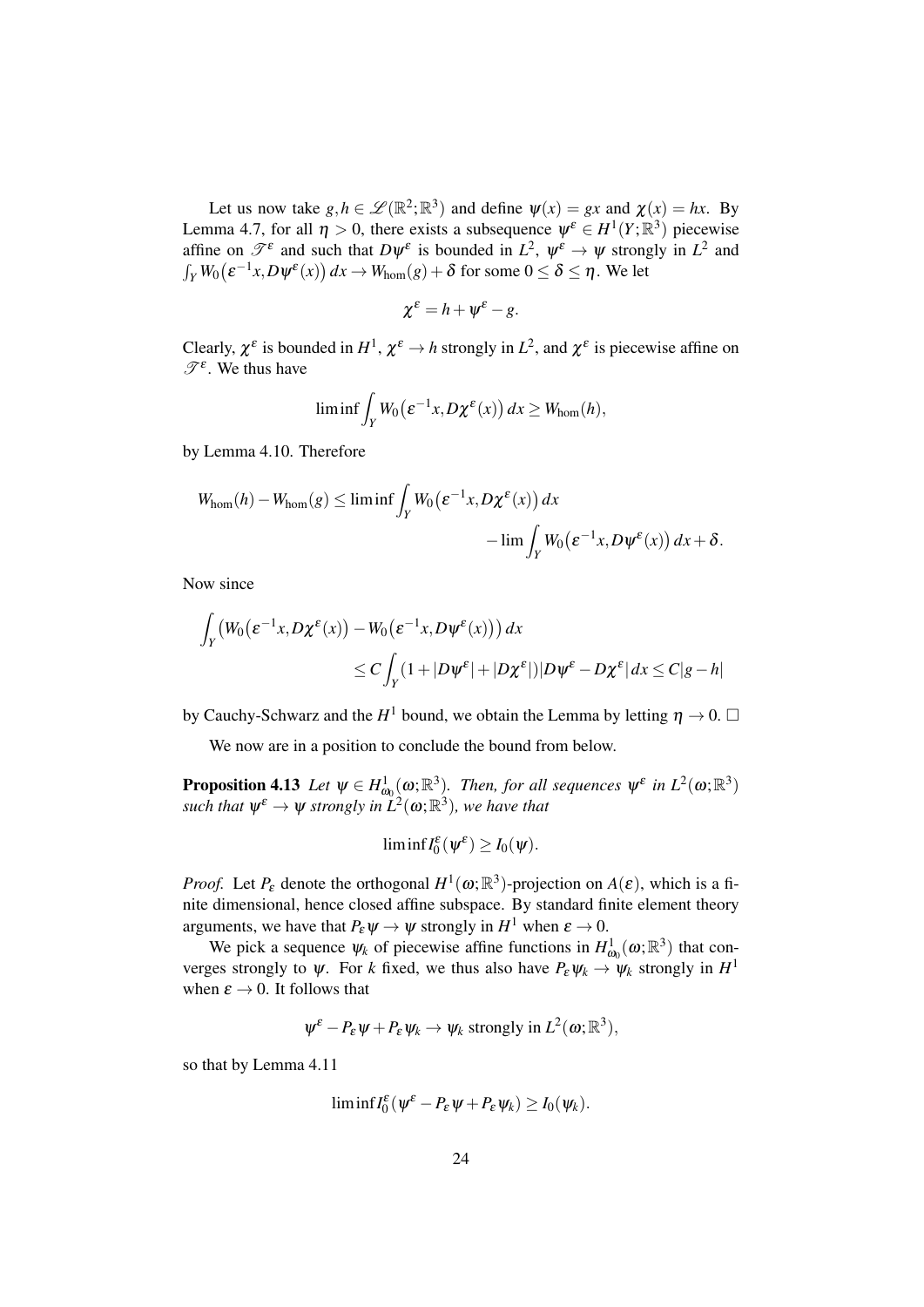Let us now take $g,h \in \mathscr{L}(\mathbb{R}^2;\mathbb{R}^3)$ and define $\psi(x) = gx$ and $\chi(x) = hx$. By Lemma 4.7, for all $\eta > 0$, there exists a subsequence $\psi^\varepsilon \in H^1(Y;\mathbb{R}^3)$ piecewise affine on $\mathscr{T}^\varepsilon$ and such that $D\psi^\varepsilon$ is bounded in $L^2$, $\psi^\varepsilon \to \psi$ strongly in $L^2$ and $\int_Y W_0\big(\varepsilon^{-1}x, D\psi^\varepsilon(x)\big)\,dx \to W_{\hom}(g) + \delta$ for some $0 \le \delta \le \eta$. We let

$$\chi^\varepsilon = h + \psi^\varepsilon - g.$$

Clearly, $\chi^\varepsilon$ is bounded in $H^1$, $\chi^\varepsilon \to h$ strongly in $L^2$, and $\chi^\varepsilon$ is piecewise affine on $\mathscr{T}^\varepsilon$. We thus have

$$\liminf \int_Y W_0\big(\varepsilon^{-1}x, D\chi^\varepsilon(x)\big)\,dx \ge W_{\hom}(h),$$

by Lemma 4.10. Therefore

$$W_{\hom}(h) - W_{\hom}(g) \le \liminf \int_Y W_0\big(\varepsilon^{-1}x, D\chi^\varepsilon(x)\big)\,dx \\ - \lim \int_Y W_0\big(\varepsilon^{-1}x, D\psi^\varepsilon(x)\big)\,dx + \delta.$$

Now since

$$\int_Y \big(W_0\big(\varepsilon^{-1}x, D\chi^\varepsilon(x)\big) - W_0\big(\varepsilon^{-1}x, D\psi^\varepsilon(x)\big)\big)\,dx \\ \le C\int_Y (1 + |D\psi^\varepsilon| + |D\chi^\varepsilon|)|D\psi^\varepsilon - D\chi^\varepsilon|\,dx \le C|g-h|$$

by Cauchy-Schwarz and the $H^1$ bound, we obtain the Lemma by letting $\eta \to 0$. □

We now are in a position to conclude the bound from below.

**Proposition 4.13** *Let $\psi \in H^1_{\omega_0}(\omega;\mathbb{R}^3)$. Then, for all sequences $\psi^\varepsilon$ in $L^2(\omega;\mathbb{R}^3)$ such that $\psi^\varepsilon \to \psi$ strongly in $L^2(\omega;\mathbb{R}^3)$, we have that*

$$\liminf I_0^\varepsilon(\psi^\varepsilon) \ge I_0(\psi).$$

*Proof.* Let $P_\varepsilon$ denote the orthogonal $H^1(\omega;\mathbb{R}^3)$-projection on $A(\varepsilon)$, which is a finite dimensional, hence closed affine subspace. By standard finite element theory arguments, we have that $P_\varepsilon\psi \to \psi$ strongly in $H^1$ when $\varepsilon \to 0$.

We pick a sequence $\psi_k$ of piecewise affine functions in $H^1_{\omega_0}(\omega;\mathbb{R}^3)$ that converges strongly to $\psi$. For $k$ fixed, we thus also have $P_\varepsilon\psi_k \to \psi_k$ strongly in $H^1$ when $\varepsilon \to 0$. It follows that

$$\psi^\varepsilon - P_\varepsilon\psi + P_\varepsilon\psi_k \to \psi_k \text{ strongly in } L^2(\omega;\mathbb{R}^3),$$

so that by Lemma 4.11

$$\liminf I_0^\varepsilon(\psi^\varepsilon - P_\varepsilon\psi + P_\varepsilon\psi_k) \ge I_0(\psi_k).$$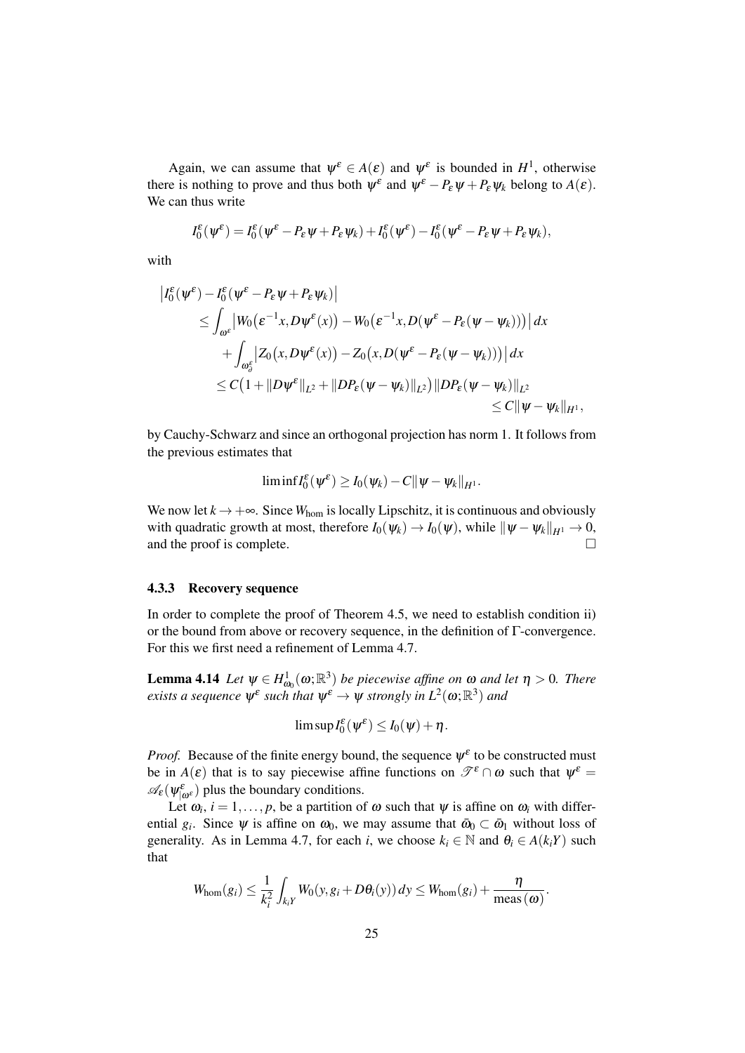Again, we can assume that $\psi^\varepsilon \in A(\varepsilon)$ and $\psi^\varepsilon$ is bounded in $H^1$, otherwise there is nothing to prove and thus both $\psi^\varepsilon$ and $\psi^\varepsilon - P_\varepsilon \psi + P_\varepsilon \psi_k$ belong to $A(\varepsilon)$. We can thus write

$$I_0^\varepsilon(\psi^\varepsilon) = I_0^\varepsilon(\psi^\varepsilon - P_\varepsilon \psi + P_\varepsilon \psi_k) + I_0^\varepsilon(\psi^\varepsilon) - I_0^\varepsilon(\psi^\varepsilon - P_\varepsilon \psi + P_\varepsilon \psi_k),$$

with

$$\begin{aligned}
\big|I_0^\varepsilon(\psi^\varepsilon) - I_0^\varepsilon(\psi^\varepsilon - P_\varepsilon \psi + P_\varepsilon \psi_k)\big| &\\
\leq \int_{\omega^\varepsilon} \big|W_0\big(\varepsilon^{-1}x, D\psi^\varepsilon(x)\big) - W_0\big(\varepsilon^{-1}x, D(\psi^\varepsilon - P_\varepsilon(\psi - \psi_k))\big)\big|\,dx &\\
+ \int_{\omega_\partial^\varepsilon} \big|Z_0\big(x, D\psi^\varepsilon(x)\big) - Z_0\big(x, D(\psi^\varepsilon - P_\varepsilon(\psi - \psi_k))\big)\big|\,dx &\\
\leq C\big(1 + \|D\psi^\varepsilon\|_{L^2} + \|DP_\varepsilon(\psi - \psi_k)\|_{L^2}\big)\|DP_\varepsilon(\psi - \psi_k)\|_{L^2} &\\
\leq C\|\psi - \psi_k\|_{H^1}, &
\end{aligned}$$

by Cauchy-Schwarz and since an orthogonal projection has norm 1. It follows from the previous estimates that

$$\liminf I_0^\varepsilon(\psi^\varepsilon) \geq I_0(\psi_k) - C\|\psi - \psi_k\|_{H^1}.$$

We now let $k \to +\infty$. Since $W_{\text{hom}}$ is locally Lipschitz, it is continuous and obviously with quadratic growth at most, therefore $I_0(\psi_k) \to I_0(\psi)$, while $\|\psi - \psi_k\|_{H^1} \to 0$, and the proof is complete. □

### 4.3.3 Recovery sequence

In order to complete the proof of Theorem 4.5, we need to establish condition ii) or the bound from above or recovery sequence, in the definition of Γ-convergence. For this we first need a refinement of Lemma 4.7.

**Lemma 4.14** *Let $\psi \in H^1_{\omega_0}(\omega;\mathbb{R}^3)$ be piecewise affine on $\omega$ and let $\eta > 0$. There exists a sequence $\psi^\varepsilon$ such that $\psi^\varepsilon \to \psi$ strongly in $L^2(\omega;\mathbb{R}^3)$ and*

$$\limsup I_0^\varepsilon(\psi^\varepsilon) \leq I_0(\psi) + \eta.$$

*Proof.* Because of the finite energy bound, the sequence $\psi^\varepsilon$ to be constructed must be in $A(\varepsilon)$ that is to say piecewise affine functions on $\mathscr{T}^\varepsilon \cap \omega$ such that $\psi^\varepsilon = \mathscr{A}_\varepsilon(\psi^\varepsilon_{|\omega^\varepsilon})$ plus the boundary conditions.

Let $\omega_i$, $i = 1, \ldots, p$, be a partition of $\omega$ such that $\psi$ is affine on $\omega_i$ with differential $g_i$. Since $\psi$ is affine on $\omega_0$, we may assume that $\bar{\omega}_0 \subset \bar{\omega}_1$ without loss of generality. As in Lemma 4.7, for each $i$, we choose $k_i \in \mathbb{N}$ and $\theta_i \in A(k_iY)$ such that

$$W_{\text{hom}}(g_i) \leq \frac{1}{k_i^2}\int_{k_iY} W_0(y, g_i + D\theta_i(y))\,dy \leq W_{\text{hom}}(g_i) + \frac{\eta}{\text{meas}\,(\omega)}.$$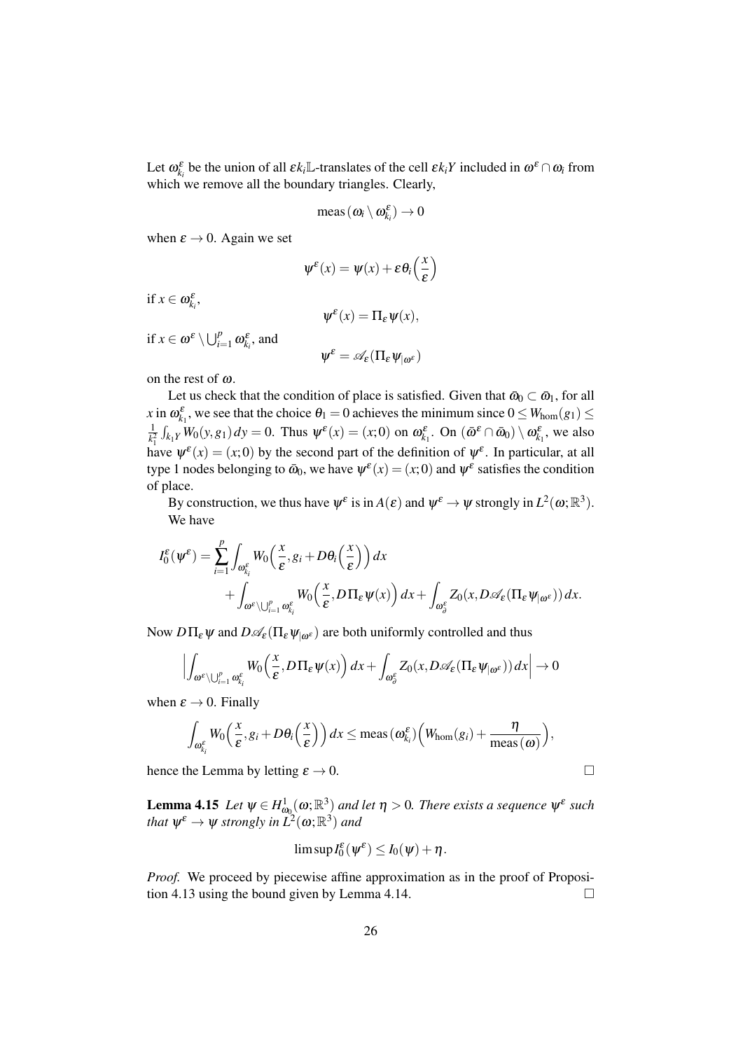Let $\omega^\varepsilon_{k_i}$ be the union of all $\varepsilon k_i\mathbb{L}$-translates of the cell $\varepsilon k_i Y$ included in $\omega^\varepsilon \cap \omega_i$ from which we remove all the boundary triangles. Clearly,

$$\mathrm{meas}\,(\omega_i \setminus \omega^\varepsilon_{k_i}) \to 0$$

when $\varepsilon \to 0$. Again we set

$$\psi^\varepsilon(x) = \psi(x) + \varepsilon\theta_i\Big(\frac{x}{\varepsilon}\Big)$$

if $x \in \omega^\varepsilon_{k_i}$,

$$\psi^\varepsilon(x) = \Pi_\varepsilon \psi(x),$$

if $x \in \omega^\varepsilon \setminus \bigcup_{i=1}^p \omega^\varepsilon_{k_i}$, and

$$\psi^\varepsilon = \mathscr{A}_\varepsilon(\Pi_\varepsilon \psi_{|\omega^\varepsilon})$$

on the rest of $\omega$.

Let us check that the condition of place is satisfied. Given that $\bar\omega_0 \subset \bar\omega_1$, for all $x$ in $\omega^\varepsilon_{k_1}$, we see that the choice $\theta_1 = 0$ achieves the minimum since $0 \leq W_{\mathrm{hom}}(g_1) \leq \frac{1}{k_1^2}\int_{k_1 Y} W_0(y, g_1)\,dy = 0$. Thus $\psi^\varepsilon(x) = (x;0)$ on $\omega^\varepsilon_{k_1}$. On $(\bar\omega^\varepsilon \cap \bar\omega_0) \setminus \omega^\varepsilon_{k_1}$, we also have $\psi^\varepsilon(x) = (x;0)$ by the second part of the definition of $\psi^\varepsilon$. In particular, at all type 1 nodes belonging to $\bar\omega_0$, we have $\psi^\varepsilon(x) = (x;0)$ and $\psi^\varepsilon$ satisfies the condition of place.

By construction, we thus have $\psi^\varepsilon$ is in $A(\varepsilon)$ and $\psi^\varepsilon \to \psi$ strongly in $L^2(\omega;\mathbb{R}^3)$.

We have

$$\begin{aligned}
I_0^\varepsilon(\psi^\varepsilon) = \sum_{i=1}^p \int_{\omega^\varepsilon_{k_i}} W_0\Big(\frac{x}{\varepsilon}, g_i + D\theta_i\Big(\frac{x}{\varepsilon}\Big)\Big)\,dx \\
+ \int_{\omega^\varepsilon \setminus \bigcup_{i=1}^p \omega^\varepsilon_{k_i}} W_0\Big(\frac{x}{\varepsilon}, D\Pi_\varepsilon \psi(x)\Big)\,dx + \int_{\omega^\varepsilon_\partial} Z_0(x, D\mathscr{A}_\varepsilon(\Pi_\varepsilon \psi_{|\omega^\varepsilon}))\,dx.
\end{aligned}$$

Now $D\Pi_\varepsilon\psi$ and $D\mathscr{A}_\varepsilon(\Pi_\varepsilon\psi_{|\omega^\varepsilon})$ are both uniformly controlled and thus

$$\Big|\int_{\omega^\varepsilon \setminus \bigcup_{i=1}^p \omega^\varepsilon_{k_i}} W_0\Big(\frac{x}{\varepsilon}, D\Pi_\varepsilon \psi(x)\Big)\,dx + \int_{\omega^\varepsilon_\partial} Z_0(x, D\mathscr{A}_\varepsilon(\Pi_\varepsilon \psi_{|\omega^\varepsilon}))\,dx\Big| \to 0$$

when $\varepsilon \to 0$. Finally

$$\int_{\omega^\varepsilon_{k_i}} W_0\Big(\frac{x}{\varepsilon}, g_i + D\theta_i\Big(\frac{x}{\varepsilon}\Big)\Big)\,dx \leq \mathrm{meas}\,(\omega^\varepsilon_{k_i})\Big(W_{\mathrm{hom}}(g_i) + \frac{\eta}{\mathrm{meas}\,(\omega)}\Big),$$

hence the Lemma by letting $\varepsilon \to 0$. $\square$

**Lemma 4.15** *Let $\psi \in H^1_{\omega_0}(\omega;\mathbb{R}^3)$ and let $\eta > 0$. There exists a sequence $\psi^\varepsilon$ such that $\psi^\varepsilon \to \psi$ strongly in $L^2(\omega;\mathbb{R}^3)$ and*

$$\limsup I_0^\varepsilon(\psi^\varepsilon) \leq I_0(\psi) + \eta.$$

*Proof.* We proceed by piecewise affine approximation as in the proof of Proposition 4.13 using the bound given by Lemma 4.14. $\square$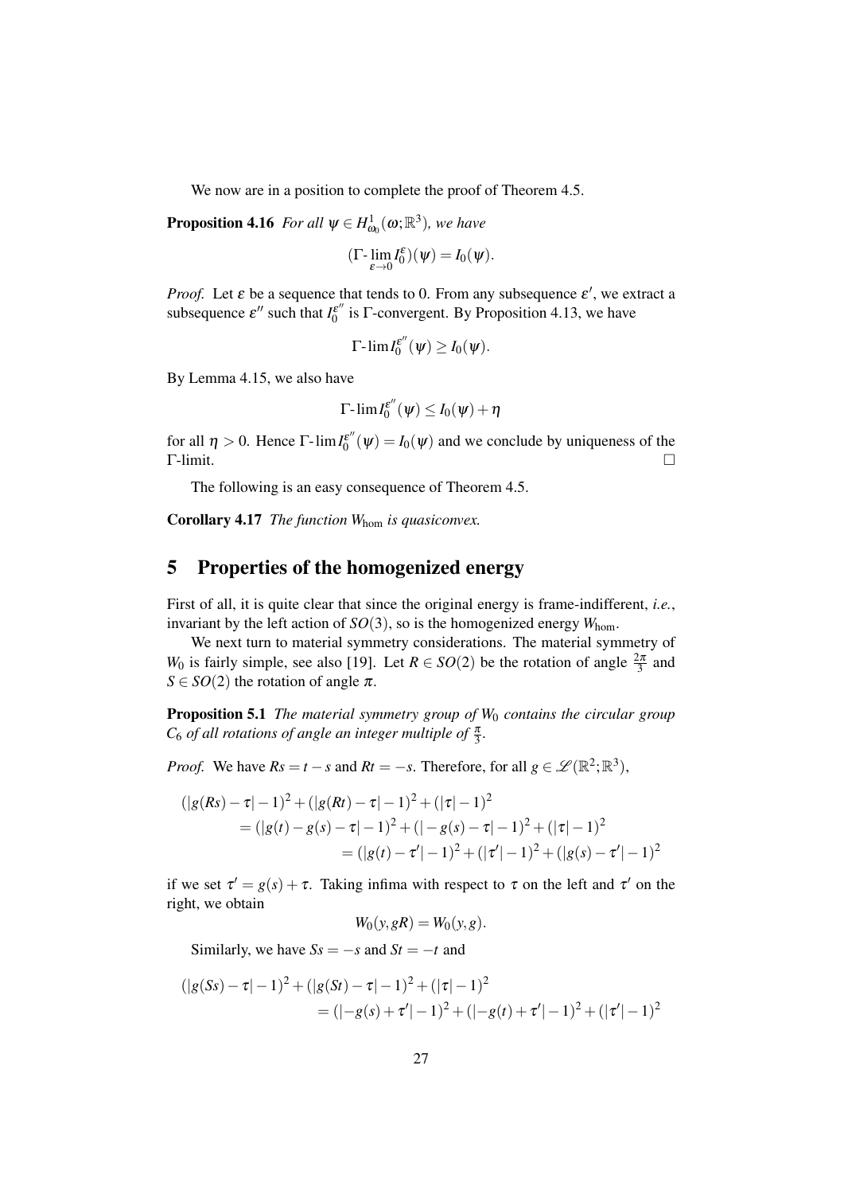We now are in a position to complete the proof of Theorem 4.5.

**Proposition 4.16** *For all $\psi \in H^1_{\omega_0}(\omega;\mathbb{R}^3)$, we have*

$$(\Gamma\text{-}\lim_{\varepsilon\to 0} I_0^\varepsilon)(\psi) = I_0(\psi).$$

*Proof.* Let $\varepsilon$ be a sequence that tends to 0. From any subsequence $\varepsilon'$, we extract a subsequence $\varepsilon''$ such that $I_0^{\varepsilon''}$ is $\Gamma$-convergent. By Proposition 4.13, we have

$$\Gamma\text{-}\lim I_0^{\varepsilon''}(\psi) \geq I_0(\psi).$$

By Lemma 4.15, we also have

$$\Gamma\text{-}\lim I_0^{\varepsilon''}(\psi) \leq I_0(\psi) + \eta$$

for all $\eta > 0$. Hence $\Gamma\text{-}\lim I_0^{\varepsilon''}(\psi) = I_0(\psi)$ and we conclude by uniqueness of the $\Gamma$-limit. □

The following is an easy consequence of Theorem 4.5.

**Corollary 4.17** *The function $W_{\text{hom}}$ is quasiconvex.*

## 5 Properties of the homogenized energy

First of all, it is quite clear that since the original energy is frame-indifferent, *i.e.*, invariant by the left action of $SO(3)$, so is the homogenized energy $W_{\text{hom}}$.

We next turn to material symmetry considerations. The material symmetry of $W_0$ is fairly simple, see also [19]. Let $R \in SO(2)$ be the rotation of angle $\frac{2\pi}{3}$ and $S \in SO(2)$ the rotation of angle $\pi$.

**Proposition 5.1** *The material symmetry group of $W_0$ contains the circular group $C_6$ of all rotations of angle an integer multiple of $\frac{\pi}{3}$.*

*Proof.* We have $Rs = t - s$ and $Rt = -s$. Therefore, for all $g \in \mathscr{L}(\mathbb{R}^2;\mathbb{R}^3)$,

$$\begin{aligned}
(|g(Rs) - \tau| - 1)^2 &+ (|g(Rt) - \tau| - 1)^2 + (|\tau| - 1)^2 \\
&= (|g(t) - g(s) - \tau| - 1)^2 + (|-g(s) - \tau| - 1)^2 + (|\tau| - 1)^2 \\
&= (|g(t) - \tau'| - 1)^2 + (|\tau'| - 1)^2 + (|g(s) - \tau'| - 1)^2
\end{aligned}$$

if we set $\tau' = g(s) + \tau$. Taking infima with respect to $\tau$ on the left and $\tau'$ on the right, we obtain

$$W_0(y, gR) = W_0(y, g).$$

Similarly, we have $Ss = -s$ and $St = -t$ and

$$\begin{aligned}
(|g(Ss) - \tau| - 1)^2 &+ (|g(St) - \tau| - 1)^2 + (|\tau| - 1)^2 \\
&= (|-g(s) + \tau'| - 1)^2 + (|-g(t) + \tau'| - 1)^2 + (|\tau'| - 1)^2
\end{aligned}$$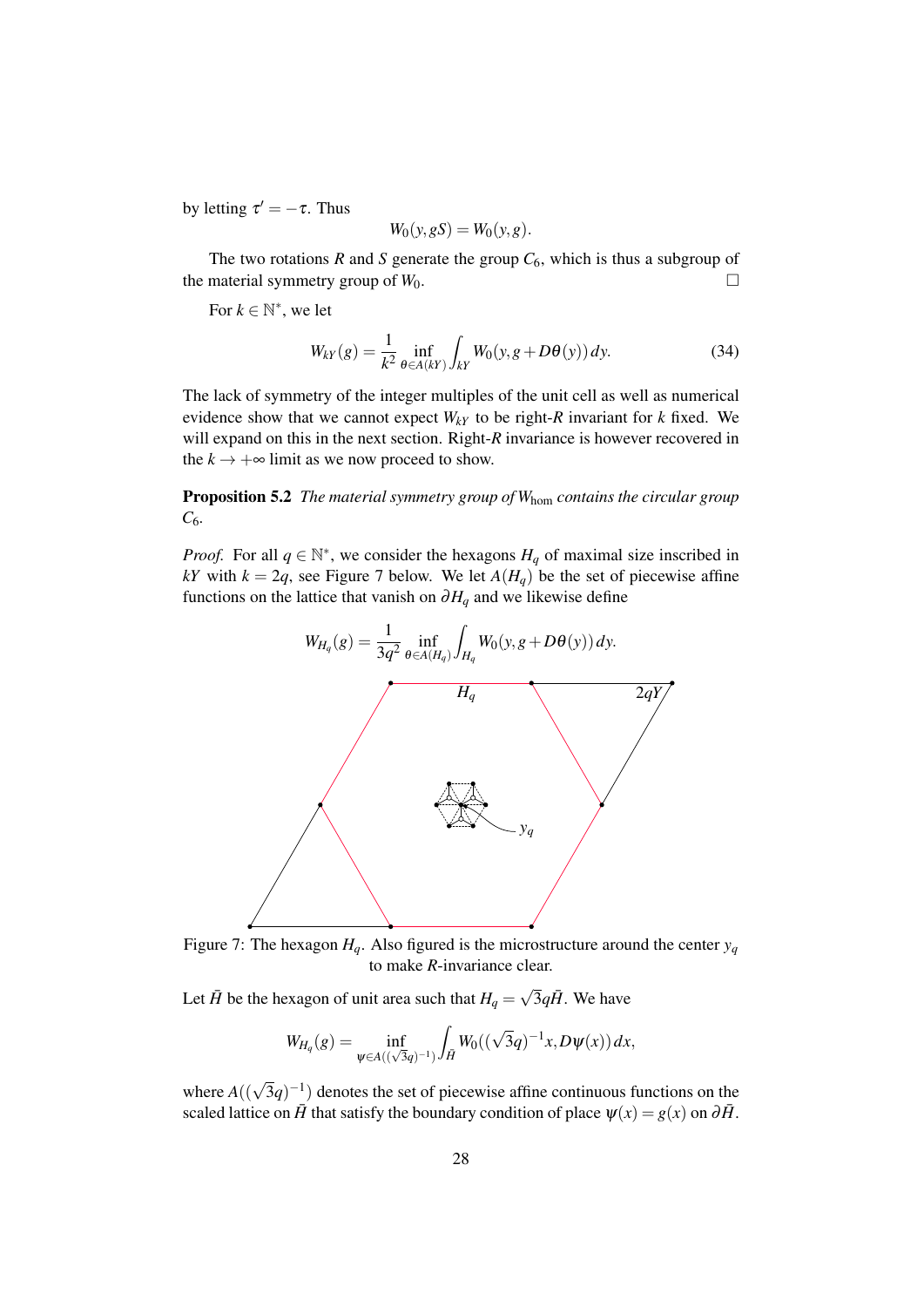by letting $\tau' = -\tau$. Thus

$$W_0(y, gS) = W_0(y, g).$$

The two rotations $R$ and $S$ generate the group $C_6$, which is thus a subgroup of the material symmetry group of $W_0$. □

For $k \in \mathbb{N}^*$, we let

$$W_{kY}(g) = \frac{1}{k^2} \inf_{\theta \in A(kY)} \int_{kY} W_0(y, g + D\theta(y))\, dy. \tag{34}$$

The lack of symmetry of the integer multiples of the unit cell as well as numerical evidence show that we cannot expect $W_{kY}$ to be right-$R$ invariant for $k$ fixed. We will expand on this in the next section. Right-$R$ invariance is however recovered in the $k \to +\infty$ limit as we now proceed to show.

**Proposition 5.2** *The material symmetry group of $W_{\text{hom}}$ contains the circular group $C_6$.*

*Proof.* For all $q \in \mathbb{N}^*$, we consider the hexagons $H_q$ of maximal size inscribed in $kY$ with $k = 2q$, see Figure 7 below. We let $A(H_q)$ be the set of piecewise affine functions on the lattice that vanish on $\partial H_q$ and we likewise define

$$W_{H_q}(g) = \frac{1}{3q^2} \inf_{\theta \in A(H_q)} \int_{H_q} W_0(y, g + D\theta(y))\, dy.$$

Figure 7: The hexagon $H_q$. Also figured is the microstructure around the center $y_q$ to make $R$-invariance clear.

Let $\bar{H}$ be the hexagon of unit area such that $H_q = \sqrt{3}q\bar{H}$. We have

$$W_{H_q}(g) = \inf_{\psi \in A((\sqrt{3}q)^{-1})} \int_{\bar{H}} W_0((\sqrt{3}q)^{-1}x, D\psi(x))\, dx,$$

where $A((\sqrt{3}q)^{-1})$ denotes the set of piecewise affine continuous functions on the scaled lattice on $\bar{H}$ that satisfy the boundary condition of place $\psi(x) = g(x)$ on $\partial\bar{H}$.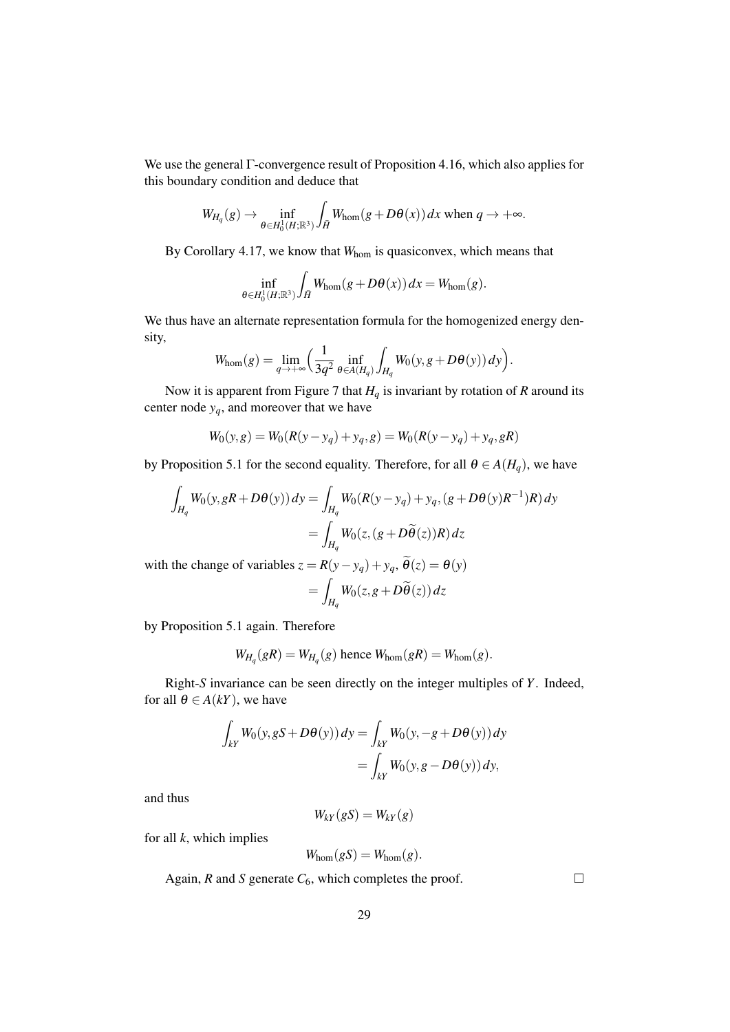We use the general Γ-convergence result of Proposition 4.16, which also applies for this boundary condition and deduce that

$$W_{H_q}(g) \to \inf_{\theta \in H_0^1(H;\mathbb{R}^3)} \int_{\tilde{H}} W_{\text{hom}}(g + D\theta(x))\,dx \text{ when } q \to +\infty.$$

By Corollary 4.17, we know that $W_{\text{hom}}$ is quasiconvex, which means that

$$\inf_{\theta \in H_0^1(H;\mathbb{R}^3)} \int_{\tilde{H}} W_{\text{hom}}(g + D\theta(x))\,dx = W_{\text{hom}}(g).$$

We thus have an alternate representation formula for the homogenized energy density,

$$W_{\text{hom}}(g) = \lim_{q \to +\infty} \Big( \frac{1}{3q^2} \inf_{\theta \in A(H_q)} \int_{H_q} W_0(y, g + D\theta(y))\,dy \Big).$$

Now it is apparent from Figure 7 that $H_q$ is invariant by rotation of $R$ around its center node $y_q$, and moreover that we have

$$W_0(y,g) = W_0(R(y - y_q) + y_q, g) = W_0(R(y - y_q) + y_q, gR)$$

by Proposition 5.1 for the second equality. Therefore, for all $\theta \in A(H_q)$, we have

$$\begin{aligned}
\int_{H_q} W_0(y, gR + D\theta(y))\,dy &= \int_{H_q} W_0(R(y - y_q) + y_q, (g + D\theta(y)R^{-1})R)\,dy \\
&= \int_{H_q} W_0(z, (g + D\widetilde{\theta}(z))R)\,dz
\end{aligned}$$

with the change of variables $z = R(y - y_q) + y_q$, $\widetilde{\theta}(z) = \theta(y)$

$$= \int_{H_q} W_0(z, g + D\widetilde{\theta}(z))\,dz$$

by Proposition 5.1 again. Therefore

$$W_{H_q}(gR) = W_{H_q}(g) \text{ hence } W_{\text{hom}}(gR) = W_{\text{hom}}(g).$$

Right-$S$ invariance can be seen directly on the integer multiples of $Y$. Indeed, for all $\theta \in A(kY)$, we have

$$\begin{aligned}
\int_{kY} W_0(y, gS + D\theta(y))\,dy &= \int_{kY} W_0(y, -g + D\theta(y))\,dy \\
&= \int_{kY} W_0(y, g - D\theta(y))\,dy,
\end{aligned}$$

and thus

$$W_{kY}(gS) = W_{kY}(g)$$

for all $k$, which implies

$$W_{\text{hom}}(gS) = W_{\text{hom}}(g).$$

Again, $R$ and $S$ generate $C_6$, which completes the proof. □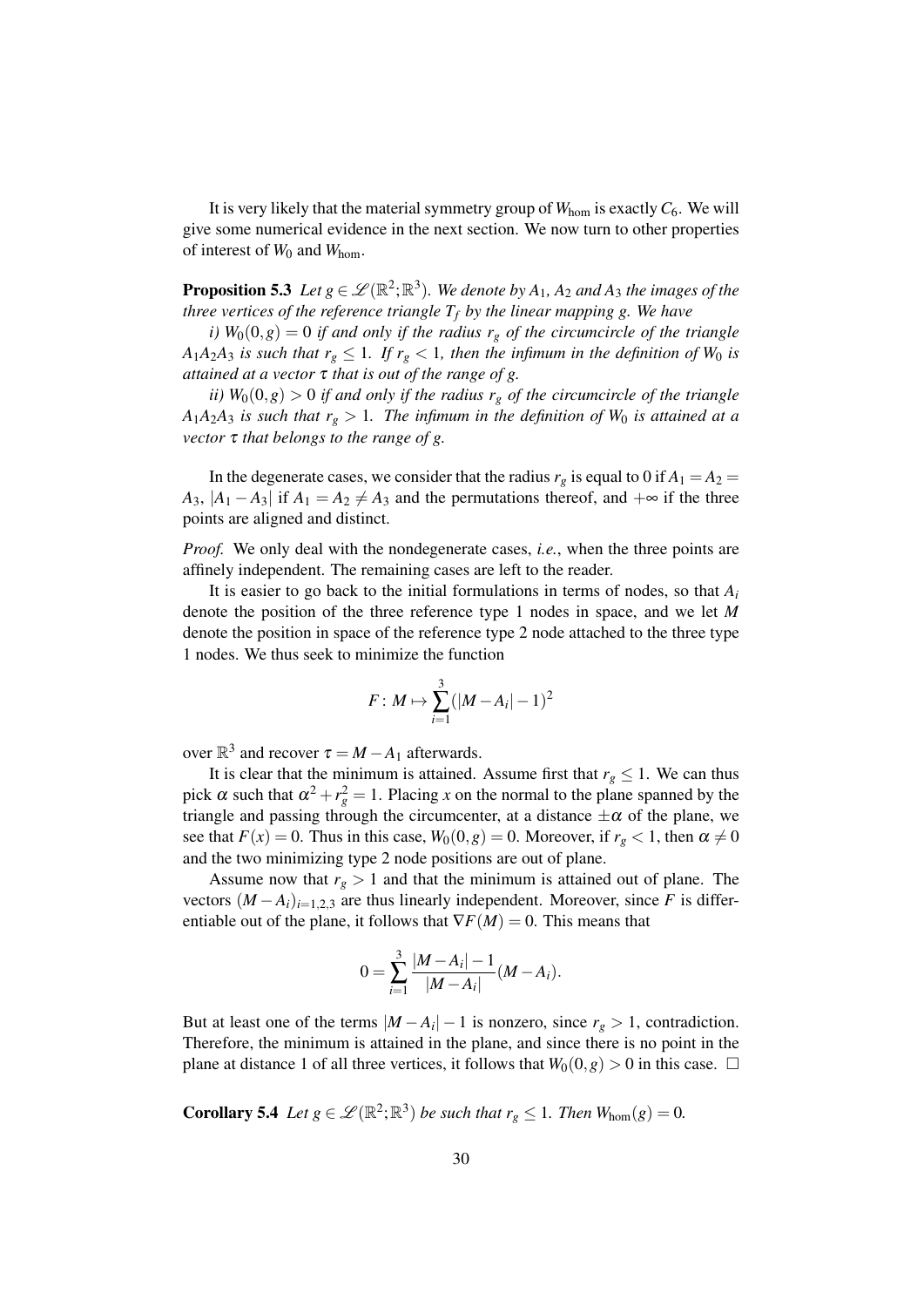It is very likely that the material symmetry group of $W_{\text{hom}}$ is exactly $C_6$. We will give some numerical evidence in the next section. We now turn to other properties of interest of $W_0$ and $W_{\text{hom}}$.

**Proposition 5.3** *Let $g \in \mathscr{L}(\mathbb{R}^2;\mathbb{R}^3)$. We denote by $A_1$, $A_2$ and $A_3$ the images of the three vertices of the reference triangle $T_f$ by the linear mapping $g$. We have*

*i) $W_0(0,g) = 0$ if and only if the radius $r_g$ of the circumcircle of the triangle $A_1A_2A_3$ is such that $r_g \leq 1$. If $r_g < 1$, then the infimum in the definition of $W_0$ is attained at a vector $\tau$ that is out of the range of $g$.*

*ii) $W_0(0,g) > 0$ if and only if the radius $r_g$ of the circumcircle of the triangle $A_1A_2A_3$ is such that $r_g > 1$. The infimum in the definition of $W_0$ is attained at a vector $\tau$ that belongs to the range of $g$.*

In the degenerate cases, we consider that the radius $r_g$ is equal to 0 if $A_1 = A_2 = A_3$, $|A_1 - A_3|$ if $A_1 = A_2 \neq A_3$ and the permutations thereof, and $+\infty$ if the three points are aligned and distinct.

*Proof.* We only deal with the nondegenerate cases, *i.e.*, when the three points are affinely independent. The remaining cases are left to the reader.

It is easier to go back to the initial formulations in terms of nodes, so that $A_i$ denote the position of the three reference type 1 nodes in space, and we let $M$ denote the position in space of the reference type 2 node attached to the three type 1 nodes. We thus seek to minimize the function

$$F\colon M \mapsto \sum_{i=1}^{3} (|M - A_i| - 1)^2$$

over $\mathbb{R}^3$ and recover $\tau = M - A_1$ afterwards.

It is clear that the minimum is attained. Assume first that $r_g \leq 1$. We can thus pick $\alpha$ such that $\alpha^2 + r_g^2 = 1$. Placing $x$ on the normal to the plane spanned by the triangle and passing through the circumcenter, at a distance $\pm\alpha$ of the plane, we see that $F(x) = 0$. Thus in this case, $W_0(0,g) = 0$. Moreover, if $r_g < 1$, then $\alpha \neq 0$ and the two minimizing type 2 node positions are out of plane.

Assume now that $r_g > 1$ and that the minimum is attained out of plane. The vectors $(M - A_i)_{i=1,2,3}$ are thus linearly independent. Moreover, since $F$ is differentiable out of the plane, it follows that $\nabla F(M) = 0$. This means that

$$0 = \sum_{i=1}^{3} \frac{|M - A_i| - 1}{|M - A_i|}(M - A_i).$$

But at least one of the terms $|M - A_i| - 1$ is nonzero, since $r_g > 1$, contradiction. Therefore, the minimum is attained in the plane, and since there is no point in the plane at distance 1 of all three vertices, it follows that $W_0(0,g) > 0$ in this case. $\square$

**Corollary 5.4** *Let $g \in \mathscr{L}(\mathbb{R}^2;\mathbb{R}^3)$ be such that $r_g \leq 1$. Then $W_{\text{hom}}(g) = 0$.*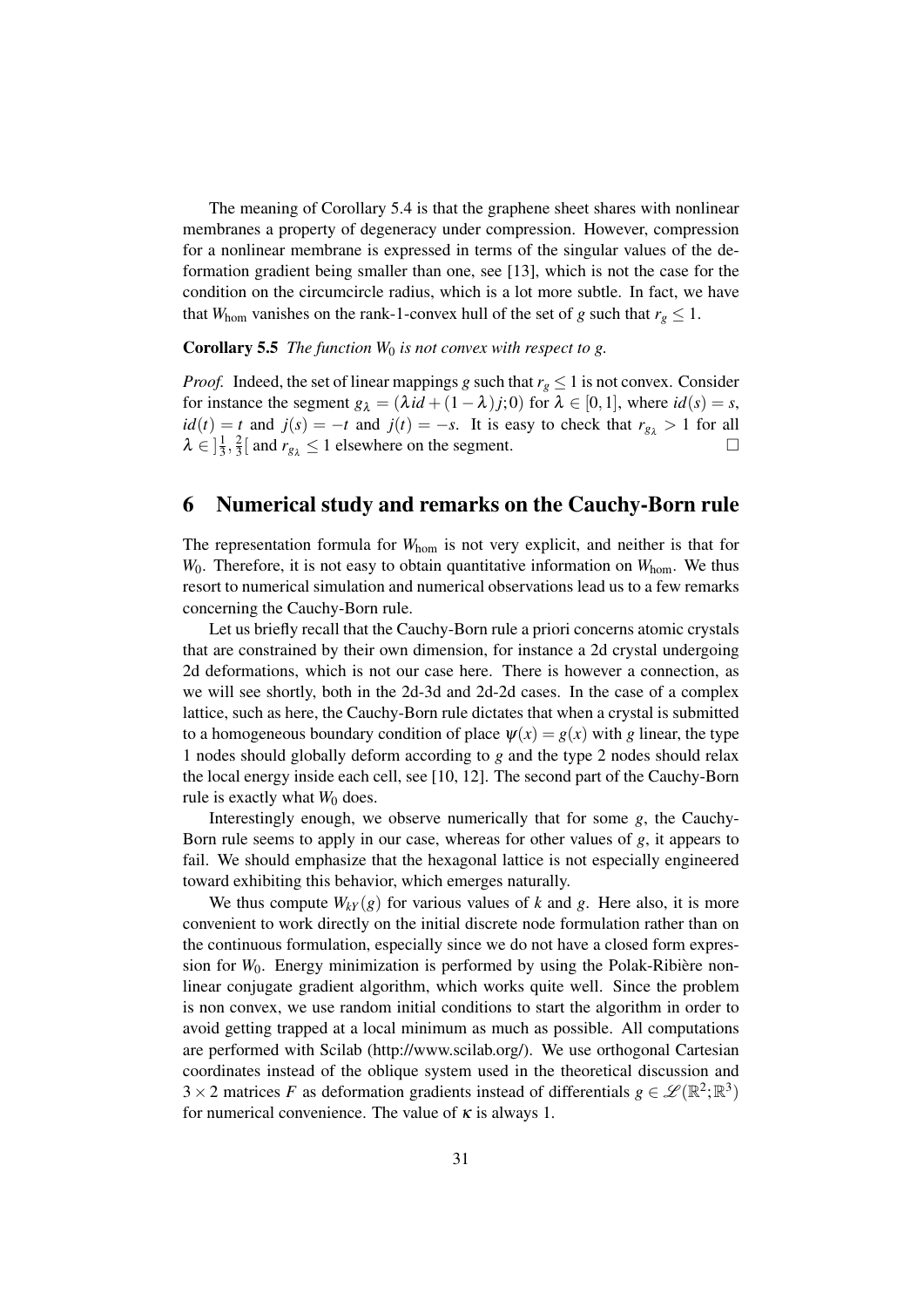The meaning of Corollary 5.4 is that the graphene sheet shares with nonlinear membranes a property of degeneracy under compression. However, compression for a nonlinear membrane is expressed in terms of the singular values of the deformation gradient being smaller than one, see [13], which is not the case for the condition on the circumcircle radius, which is a lot more subtle. In fact, we have that $W_{\text{hom}}$ vanishes on the rank-1-convex hull of the set of $g$ such that $r_g \leq 1$.

**Corollary 5.5** *The function $W_0$ is not convex with respect to $g$.*

*Proof.* Indeed, the set of linear mappings $g$ such that $r_g \leq 1$ is not convex. Consider for instance the segment $g_\lambda = (\lambda id + (1-\lambda)j; 0)$ for $\lambda \in [0,1]$, where $id(s) = s$, $id(t) = t$ and $j(s) = -t$ and $j(t) = -s$. It is easy to check that $r_{g_\lambda} > 1$ for all $\lambda \in ]\frac{1}{3}, \frac{2}{3}[$ and $r_{g_\lambda} \leq 1$ elsewhere on the segment. $\square$

## 6 Numerical study and remarks on the Cauchy-Born rule

The representation formula for $W_{\text{hom}}$ is not very explicit, and neither is that for $W_0$. Therefore, it is not easy to obtain quantitative information on $W_{\text{hom}}$. We thus resort to numerical simulation and numerical observations lead us to a few remarks concerning the Cauchy-Born rule.

Let us briefly recall that the Cauchy-Born rule a priori concerns atomic crystals that are constrained by their own dimension, for instance a 2d crystal undergoing 2d deformations, which is not our case here. There is however a connection, as we will see shortly, both in the 2d-3d and 2d-2d cases. In the case of a complex lattice, such as here, the Cauchy-Born rule dictates that when a crystal is submitted to a homogeneous boundary condition of place $\psi(x) = g(x)$ with $g$ linear, the type 1 nodes should globally deform according to $g$ and the type 2 nodes should relax the local energy inside each cell, see [10, 12]. The second part of the Cauchy-Born rule is exactly what $W_0$ does.

Interestingly enough, we observe numerically that for some $g$, the Cauchy-Born rule seems to apply in our case, whereas for other values of $g$, it appears to fail. We should emphasize that the hexagonal lattice is not especially engineered toward exhibiting this behavior, which emerges naturally.

We thus compute $W_{kY}(g)$ for various values of $k$ and $g$. Here also, it is more convenient to work directly on the initial discrete node formulation rather than on the continuous formulation, especially since we do not have a closed form expression for $W_0$. Energy minimization is performed by using the Polak-Ribière nonlinear conjugate gradient algorithm, which works quite well. Since the problem is non convex, we use random initial conditions to start the algorithm in order to avoid getting trapped at a local minimum as much as possible. All computations are performed with Scilab (http://www.scilab.org/). We use orthogonal Cartesian coordinates instead of the oblique system used in the theoretical discussion and $3 \times 2$ matrices $F$ as deformation gradients instead of differentials $g \in \mathscr{L}(\mathbb{R}^2; \mathbb{R}^3)$ for numerical convenience. The value of $\kappa$ is always 1.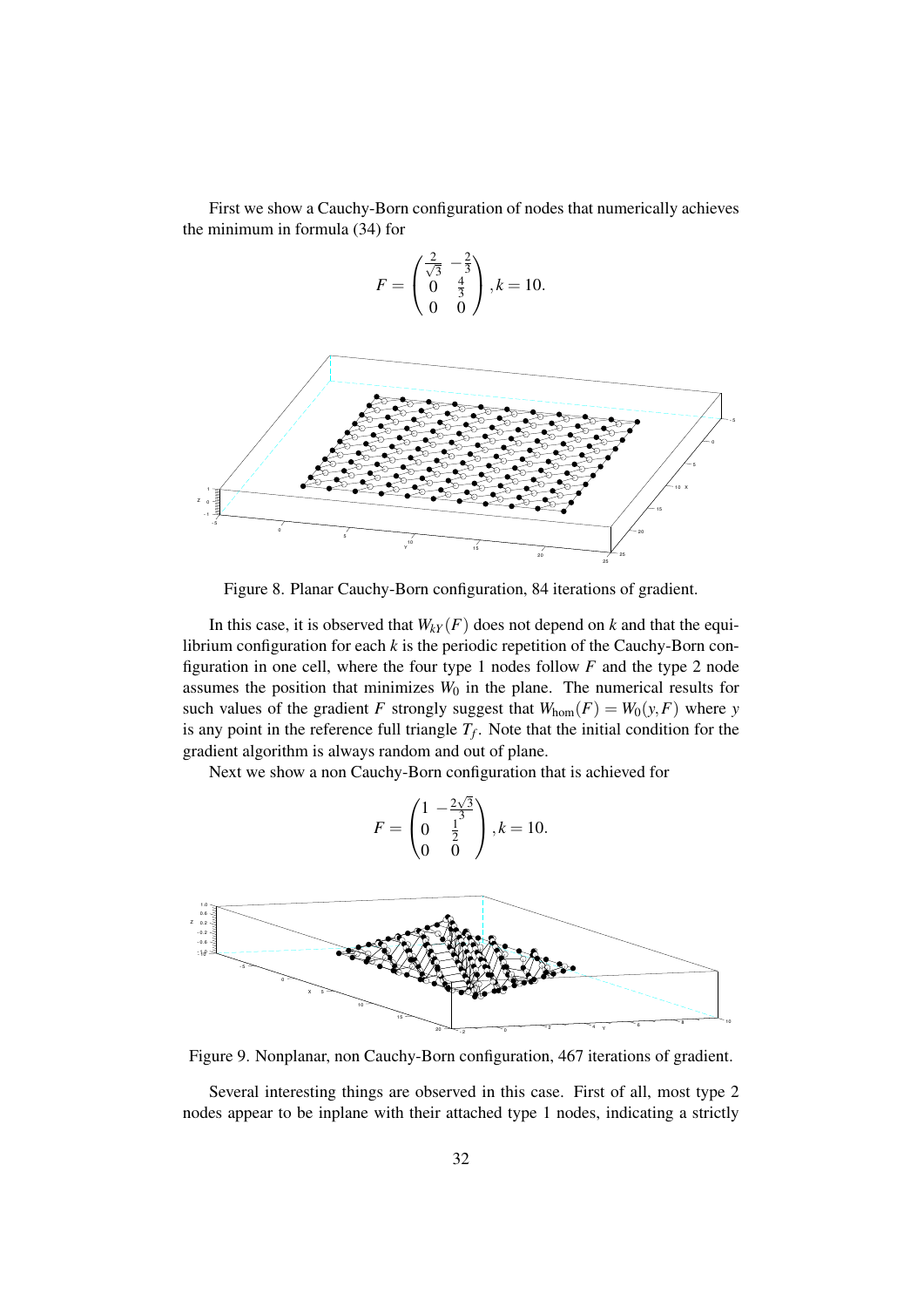First we show a Cauchy-Born configuration of nodes that numerically achieves the minimum in formula (34) for

$$F = \begin{pmatrix} \frac{2}{\sqrt{3}} & -\frac{2}{3} \\ 0 & \frac{4}{3} \\ 0 & 0 \end{pmatrix}, k = 10.$$

Figure 8. Planar Cauchy-Born configuration, 84 iterations of gradient.

In this case, it is observed that $W_{kY}(F)$ does not depend on $k$ and that the equilibrium configuration for each $k$ is the periodic repetition of the Cauchy-Born configuration in one cell, where the four type 1 nodes follow $F$ and the type 2 node assumes the position that minimizes $W_0$ in the plane. The numerical results for such values of the gradient $F$ strongly suggest that $W_{\text{hom}}(F) = W_0(y, F)$ where $y$ is any point in the reference full triangle $T_f$. Note that the initial condition for the gradient algorithm is always random and out of plane.

Next we show a non Cauchy-Born configuration that is achieved for

$$F = \begin{pmatrix} 1 & -\frac{2\sqrt{3}}{3} \\ 0 & \frac{1}{2} \\ 0 & 0 \end{pmatrix}, k = 10.$$

Figure 9. Nonplanar, non Cauchy-Born configuration, 467 iterations of gradient.

Several interesting things are observed in this case. First of all, most type 2 nodes appear to be inplane with their attached type 1 nodes, indicating a strictly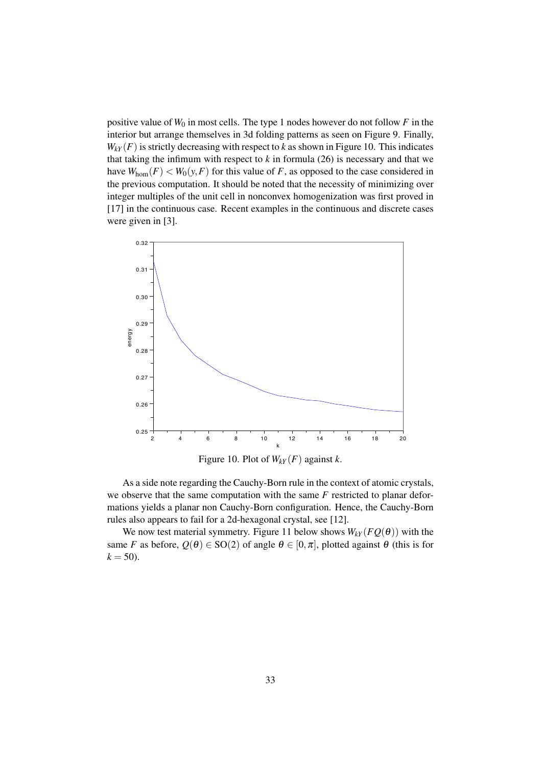positive value of $W_0$ in most cells. The type 1 nodes however do not follow $F$ in the interior but arrange themselves in 3d folding patterns as seen on Figure 9. Finally, $W_{kY}(F)$ is strictly decreasing with respect to $k$ as shown in Figure 10. This indicates that taking the infimum with respect to $k$ in formula (26) is necessary and that we have $W_{\text{hom}}(F) < W_0(y,F)$ for this value of $F$, as opposed to the case considered in the previous computation. It should be noted that the necessity of minimizing over integer multiples of the unit cell in nonconvex homogenization was first proved in [17] in the continuous case. Recent examples in the continuous and discrete cases were given in [3].

Figure 10. Plot of $W_{kY}(F)$ against $k$.

As a side note regarding the Cauchy-Born rule in the context of atomic crystals, we observe that the same computation with the same $F$ restricted to planar deformations yields a planar non Cauchy-Born configuration. Hence, the Cauchy-Born rules also appears to fail for a 2d-hexagonal crystal, see [12].

We now test material symmetry. Figure 11 below shows $W_{kY}(FQ(\theta))$ with the same $F$ as before, $Q(\theta) \in \text{SO}(2)$ of angle $\theta \in [0, \pi]$, plotted against $\theta$ (this is for $k = 50$).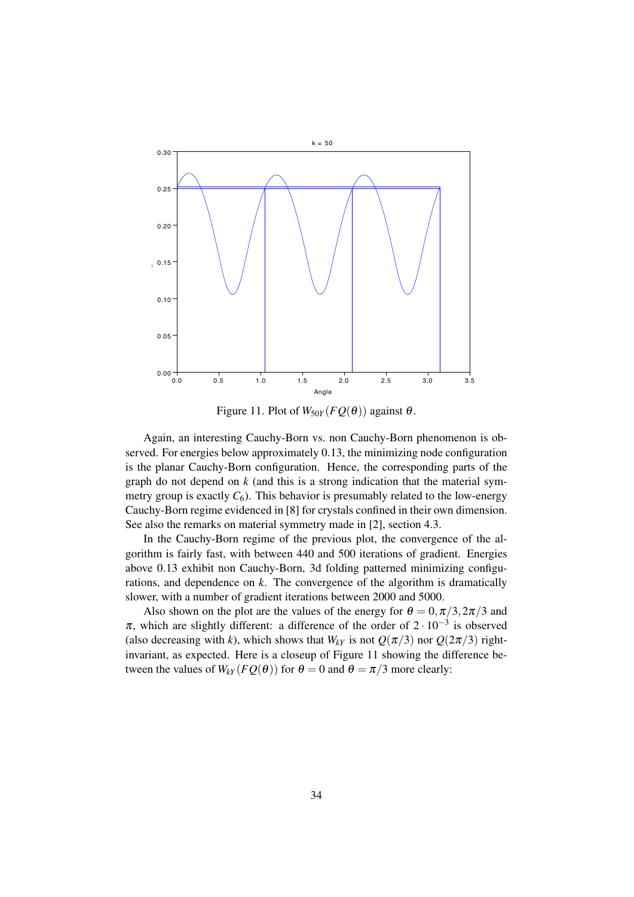Figure 11. Plot of $W_{50Y}(FQ(\theta))$ against $\theta$.

Again, an interesting Cauchy-Born vs. non Cauchy-Born phenomenon is observed. For energies below approximately 0.13, the minimizing node configuration is the planar Cauchy-Born configuration. Hence, the corresponding parts of the graph do not depend on $k$ (and this is a strong indication that the material symmetry group is exactly $C_6$). This behavior is presumably related to the low-energy Cauchy-Born regime evidenced in [8] for crystals confined in their own dimension. See also the remarks on material symmetry made in [2], section 4.3.

In the Cauchy-Born regime of the previous plot, the convergence of the algorithm is fairly fast, with between 440 and 500 iterations of gradient. Energies above 0.13 exhibit non Cauchy-Born, 3d folding patterned minimizing configurations, and dependence on $k$. The convergence of the algorithm is dramatically slower, with a number of gradient iterations between 2000 and 5000.

Also shown on the plot are the values of the energy for $\theta = 0, \pi/3, 2\pi/3$ and $\pi$, which are slightly different: a difference of the order of $2 \cdot 10^{-3}$ is observed (also decreasing with $k$), which shows that $W_{kY}$ is not $Q(\pi/3)$ nor $Q(2\pi/3)$ right-invariant, as expected. Here is a closeup of Figure 11 showing the difference between the values of $W_{kY}(FQ(\theta))$ for $\theta = 0$ and $\theta = \pi/3$ more clearly: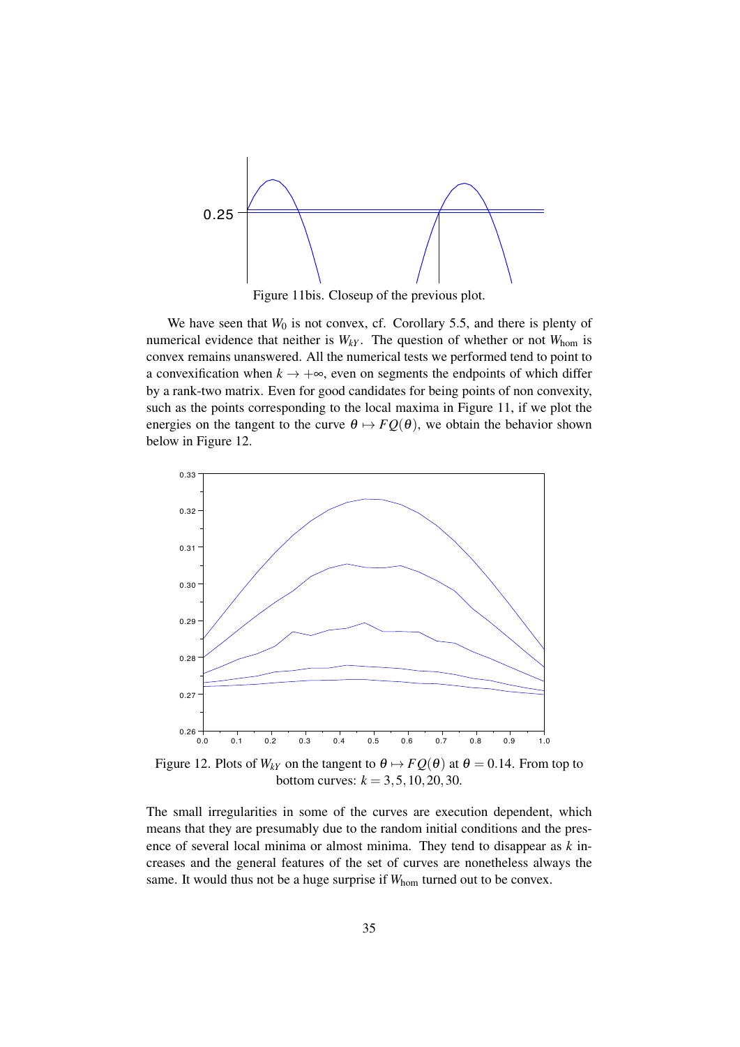Figure 11bis. Closeup of the previous plot.

We have seen that $W_0$ is not convex, cf. Corollary 5.5, and there is plenty of numerical evidence that neither is $W_{kY}$. The question of whether or not $W_{\text{hom}}$ is convex remains unanswered. All the numerical tests we performed tend to point to a convexification when $k \to +\infty$, even on segments the endpoints of which differ by a rank-two matrix. Even for good candidates for being points of non convexity, such as the points corresponding to the local maxima in Figure 11, if we plot the energies on the tangent to the curve $\theta \mapsto FQ(\theta)$, we obtain the behavior shown below in Figure 12.

Figure 12. Plots of $W_{kY}$ on the tangent to $\theta \mapsto FQ(\theta)$ at $\theta = 0.14$. From top to bottom curves: $k = 3, 5, 10, 20, 30$.

The small irregularities in some of the curves are execution dependent, which means that they are presumably due to the random initial conditions and the presence of several local minima or almost minima. They tend to disappear as $k$ increases and the general features of the set of curves are nonetheless always the same. It would thus not be a huge surprise if $W_{\text{hom}}$ turned out to be convex.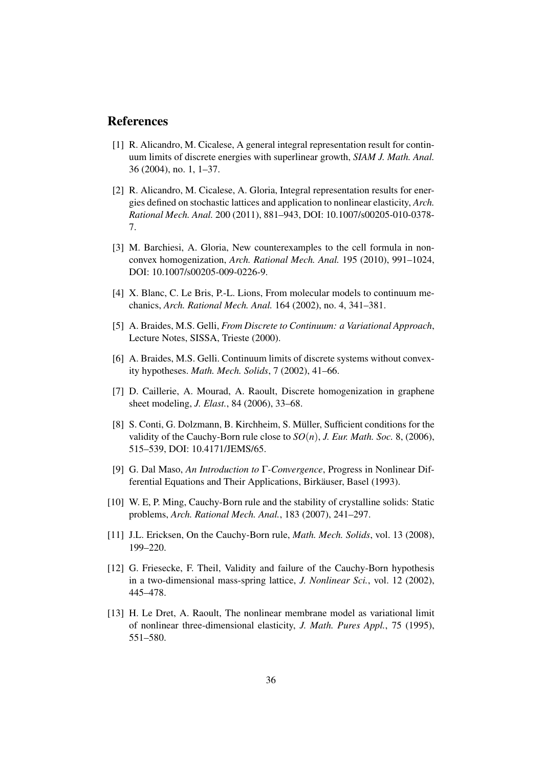## References

[1] R. Alicandro, M. Cicalese, A general integral representation result for continuum limits of discrete energies with superlinear growth, *SIAM J. Math. Anal.* 36 (2004), no. 1, 1–37.

[2] R. Alicandro, M. Cicalese, A. Gloria, Integral representation results for energies defined on stochastic lattices and application to nonlinear elasticity, *Arch. Rational Mech. Anal.* 200 (2011), 881–943, DOI: 10.1007/s00205-010-0378-7.

[3] M. Barchiesi, A. Gloria, New counterexamples to the cell formula in nonconvex homogenization, *Arch. Rational Mech. Anal.* 195 (2010), 991–1024, DOI: 10.1007/s00205-009-0226-9.

[4] X. Blanc, C. Le Bris, P.-L. Lions, From molecular models to continuum mechanics, *Arch. Rational Mech. Anal.* 164 (2002), no. 4, 341–381.

[5] A. Braides, M.S. Gelli, *From Discrete to Continuum: a Variational Approach*, Lecture Notes, SISSA, Trieste (2000).

[6] A. Braides, M.S. Gelli. Continuum limits of discrete systems without convexity hypotheses. *Math. Mech. Solids*, 7 (2002), 41–66.

[7] D. Caillerie, A. Mourad, A. Raoult, Discrete homogenization in graphene sheet modeling, *J. Elast.*, 84 (2006), 33–68.

[8] S. Conti, G. Dolzmann, B. Kirchheim, S. Müller, Sufficient conditions for the validity of the Cauchy-Born rule close to $SO(n)$, *J. Eur. Math. Soc.* 8, (2006), 515–539, DOI: 10.4171/JEMS/65.

[9] G. Dal Maso, *An Introduction to* $\Gamma$*-Convergence*, Progress in Nonlinear Differential Equations and Their Applications, Birkäuser, Basel (1993).

[10] W. E, P. Ming, Cauchy-Born rule and the stability of crystalline solids: Static problems, *Arch. Rational Mech. Anal.*, 183 (2007), 241–297.

[11] J.L. Ericksen, On the Cauchy-Born rule, *Math. Mech. Solids*, vol. 13 (2008), 199–220.

[12] G. Friesecke, F. Theil, Validity and failure of the Cauchy-Born hypothesis in a two-dimensional mass-spring lattice, *J. Nonlinear Sci.*, vol. 12 (2002), 445–478.

[13] H. Le Dret, A. Raoult, The nonlinear membrane model as variational limit of nonlinear three-dimensional elasticity, *J. Math. Pures Appl.*, 75 (1995), 551–580.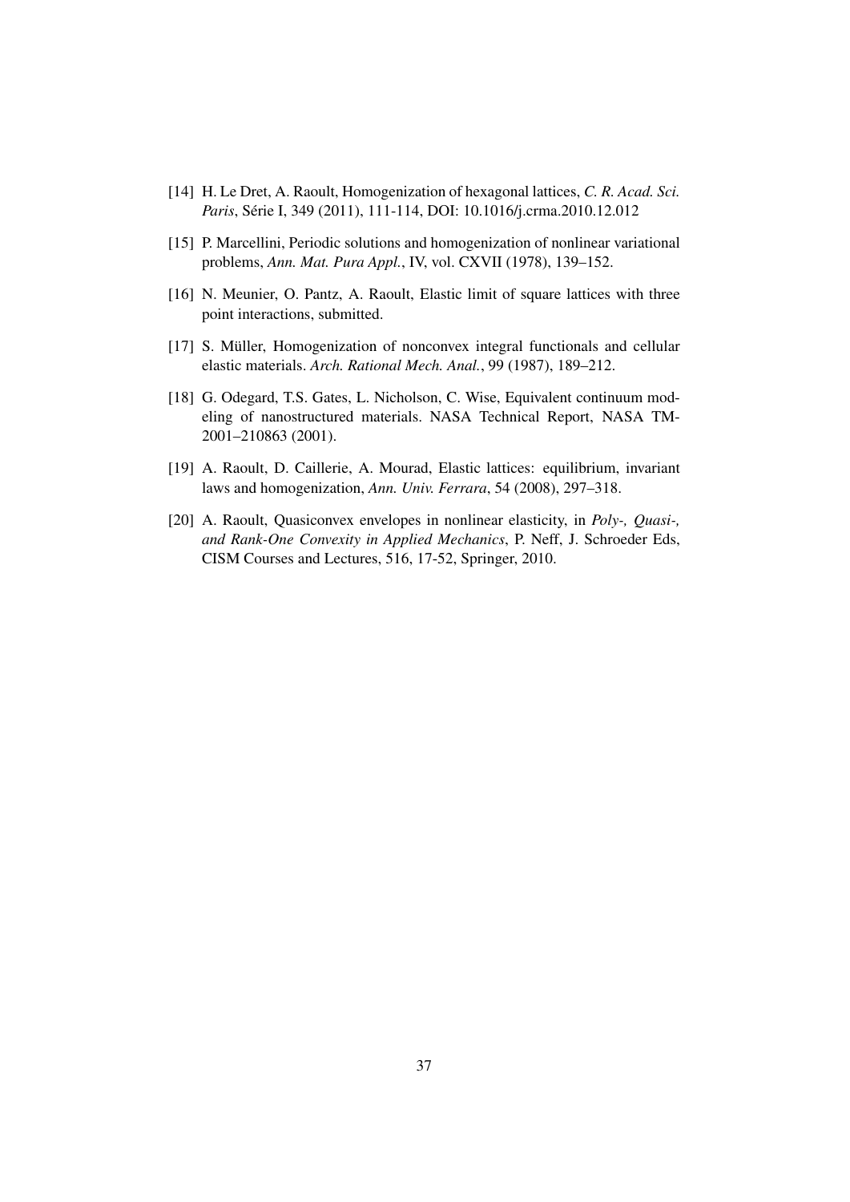[14] H. Le Dret, A. Raoult, Homogenization of hexagonal lattices, *C. R. Acad. Sci. Paris*, Série I, 349 (2011), 111-114, DOI: 10.1016/j.crma.2010.12.012

[15] P. Marcellini, Periodic solutions and homogenization of nonlinear variational problems, *Ann. Mat. Pura Appl.*, IV, vol. CXVII (1978), 139–152.

[16] N. Meunier, O. Pantz, A. Raoult, Elastic limit of square lattices with three point interactions, submitted.

[17] S. Müller, Homogenization of nonconvex integral functionals and cellular elastic materials. *Arch. Rational Mech. Anal.*, 99 (1987), 189–212.

[18] G. Odegard, T.S. Gates, L. Nicholson, C. Wise, Equivalent continuum modeling of nanostructured materials. NASA Technical Report, NASA TM-2001–210863 (2001).

[19] A. Raoult, D. Caillerie, A. Mourad, Elastic lattices: equilibrium, invariant laws and homogenization, *Ann. Univ. Ferrara*, 54 (2008), 297–318.

[20] A. Raoult, Quasiconvex envelopes in nonlinear elasticity, in *Poly-, Quasi-, and Rank-One Convexity in Applied Mechanics*, P. Neff, J. Schroeder Eds, CISM Courses and Lectures, 516, 17-52, Springer, 2010.